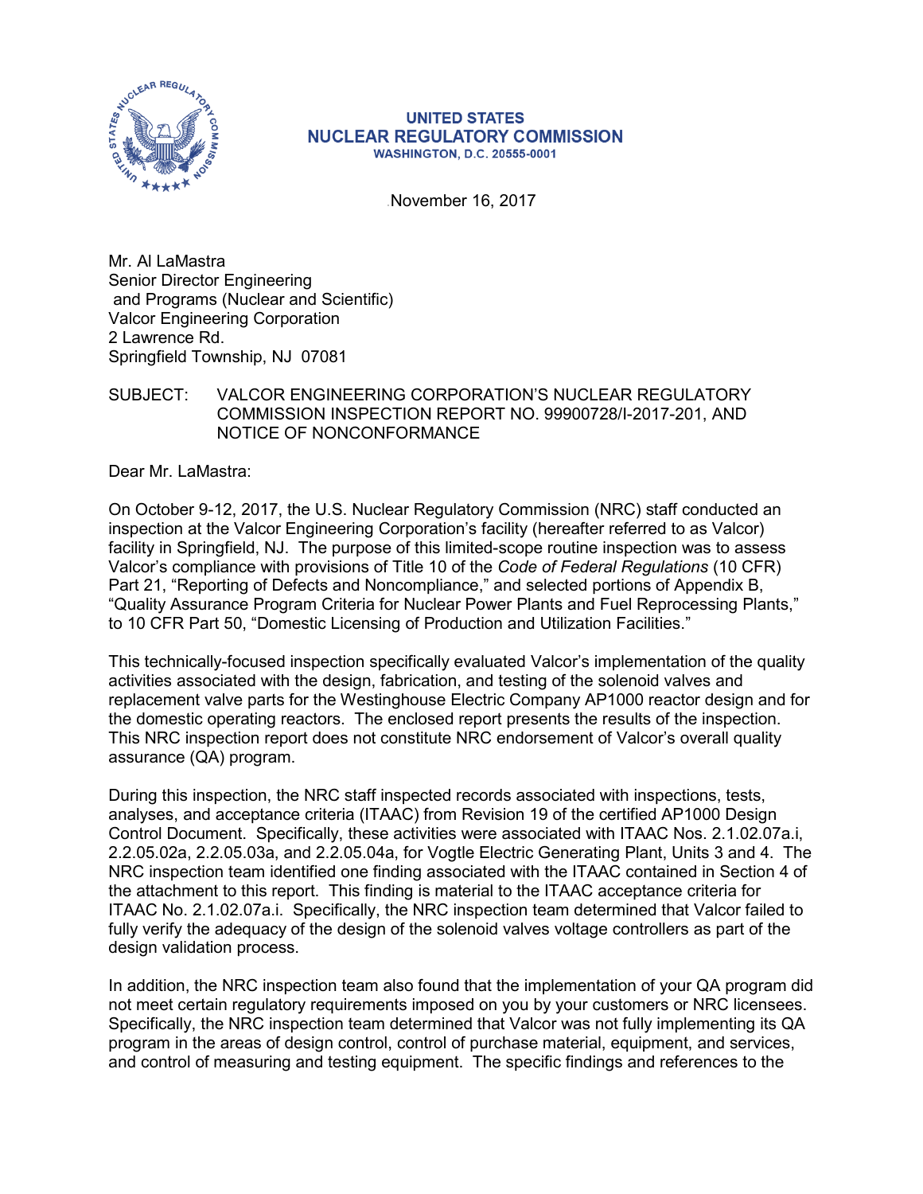UNITED STATES
NUCLEAR REGULATORY COMMISSION
WASHINGTON, D.C. 20555-0001

November 16, 2017

Mr. Al LaMastra
Senior Director Engineering
and Programs (Nuclear and Scientific)
Valcor Engineering Corporation
2 Lawrence Rd.
Springfield Township, NJ 07081

SUBJECT: VALCOR ENGINEERING CORPORATION'S NUCLEAR REGULATORY COMMISSION INSPECTION REPORT NO. 99900728/I-2017-201, AND NOTICE OF NONCONFORMANCE

Dear Mr. LaMastra:

On October 9-12, 2017, the U.S. Nuclear Regulatory Commission (NRC) staff conducted an inspection at the Valcor Engineering Corporation's facility (hereafter referred to as Valcor) facility in Springfield, NJ. The purpose of this limited-scope routine inspection was to assess Valcor's compliance with provisions of Title 10 of the *Code of Federal Regulations* (10 CFR) Part 21, "Reporting of Defects and Noncompliance," and selected portions of Appendix B, "Quality Assurance Program Criteria for Nuclear Power Plants and Fuel Reprocessing Plants," to 10 CFR Part 50, "Domestic Licensing of Production and Utilization Facilities."

This technically-focused inspection specifically evaluated Valcor's implementation of the quality activities associated with the design, fabrication, and testing of the solenoid valves and replacement valve parts for the Westinghouse Electric Company AP1000 reactor design and for the domestic operating reactors. The enclosed report presents the results of the inspection. This NRC inspection report does not constitute NRC endorsement of Valcor's overall quality assurance (QA) program.

During this inspection, the NRC staff inspected records associated with inspections, tests, analyses, and acceptance criteria (ITAAC) from Revision 19 of the certified AP1000 Design Control Document. Specifically, these activities were associated with ITAAC Nos. 2.1.02.07a.i, 2.2.05.02a, 2.2.05.03a, and 2.2.05.04a, for Vogtle Electric Generating Plant, Units 3 and 4. The NRC inspection team identified one finding associated with the ITAAC contained in Section 4 of the attachment to this report. This finding is material to the ITAAC acceptance criteria for ITAAC No. 2.1.02.07a.i. Specifically, the NRC inspection team determined that Valcor failed to fully verify the adequacy of the design of the solenoid valves voltage controllers as part of the design validation process.

In addition, the NRC inspection team also found that the implementation of your QA program did not meet certain regulatory requirements imposed on you by your customers or NRC licensees. Specifically, the NRC inspection team determined that Valcor was not fully implementing its QA program in the areas of design control, control of purchase material, equipment, and services, and control of measuring and testing equipment. The specific findings and references to the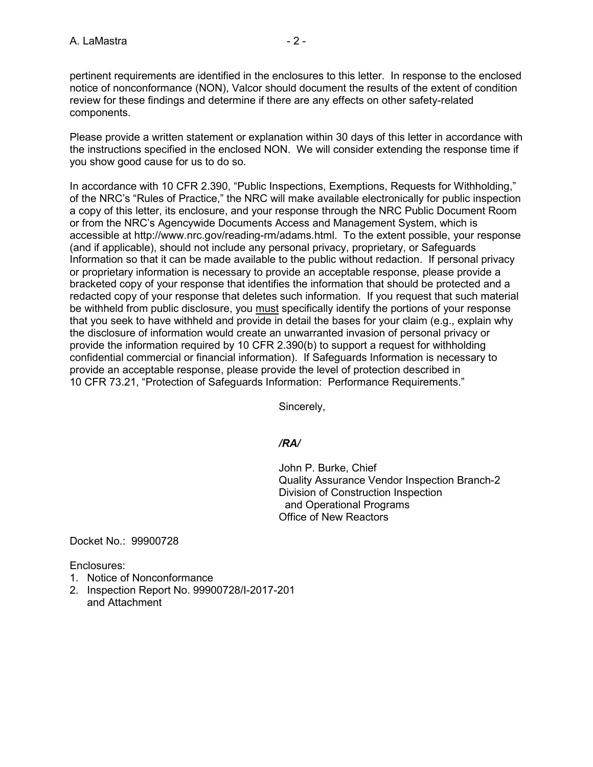pertinent requirements are identified in the enclosures to this letter. In response to the enclosed notice of nonconformance (NON), Valcor should document the results of the extent of condition review for these findings and determine if there are any effects on other safety-related components.

Please provide a written statement or explanation within 30 days of this letter in accordance with the instructions specified in the enclosed NON. We will consider extending the response time if you show good cause for us to do so.

In accordance with 10 CFR 2.390, "Public Inspections, Exemptions, Requests for Withholding," of the NRC's "Rules of Practice," the NRC will make available electronically for public inspection a copy of this letter, its enclosure, and your response through the NRC Public Document Room or from the NRC's Agencywide Documents Access and Management System, which is accessible at http://www.nrc.gov/reading-rm/adams.html. To the extent possible, your response (and if applicable), should not include any personal privacy, proprietary, or Safeguards Information so that it can be made available to the public without redaction. If personal privacy or proprietary information is necessary to provide an acceptable response, please provide a bracketed copy of your response that identifies the information that should be protected and a redacted copy of your response that deletes such information. If you request that such material be withheld from public disclosure, you <u>must</u> specifically identify the portions of your response that you seek to have withheld and provide in detail the bases for your claim (e.g., explain why the disclosure of information would create an unwarranted invasion of personal privacy or provide the information required by 10 CFR 2.390(b) to support a request for withholding confidential commercial or financial information). If Safeguards Information is necessary to provide an acceptable response, please provide the level of protection described in 10 CFR 73.21, "Protection of Safeguards Information: Performance Requirements."

Sincerely,

***/RA/***

John P. Burke, Chief
Quality Assurance Vendor Inspection Branch-2
Division of Construction Inspection
and Operational Programs
Office of New Reactors

Docket No.: 99900728

Enclosures:
1. Notice of Nonconformance
2. Inspection Report No. 99900728/I-2017-201
   and Attachment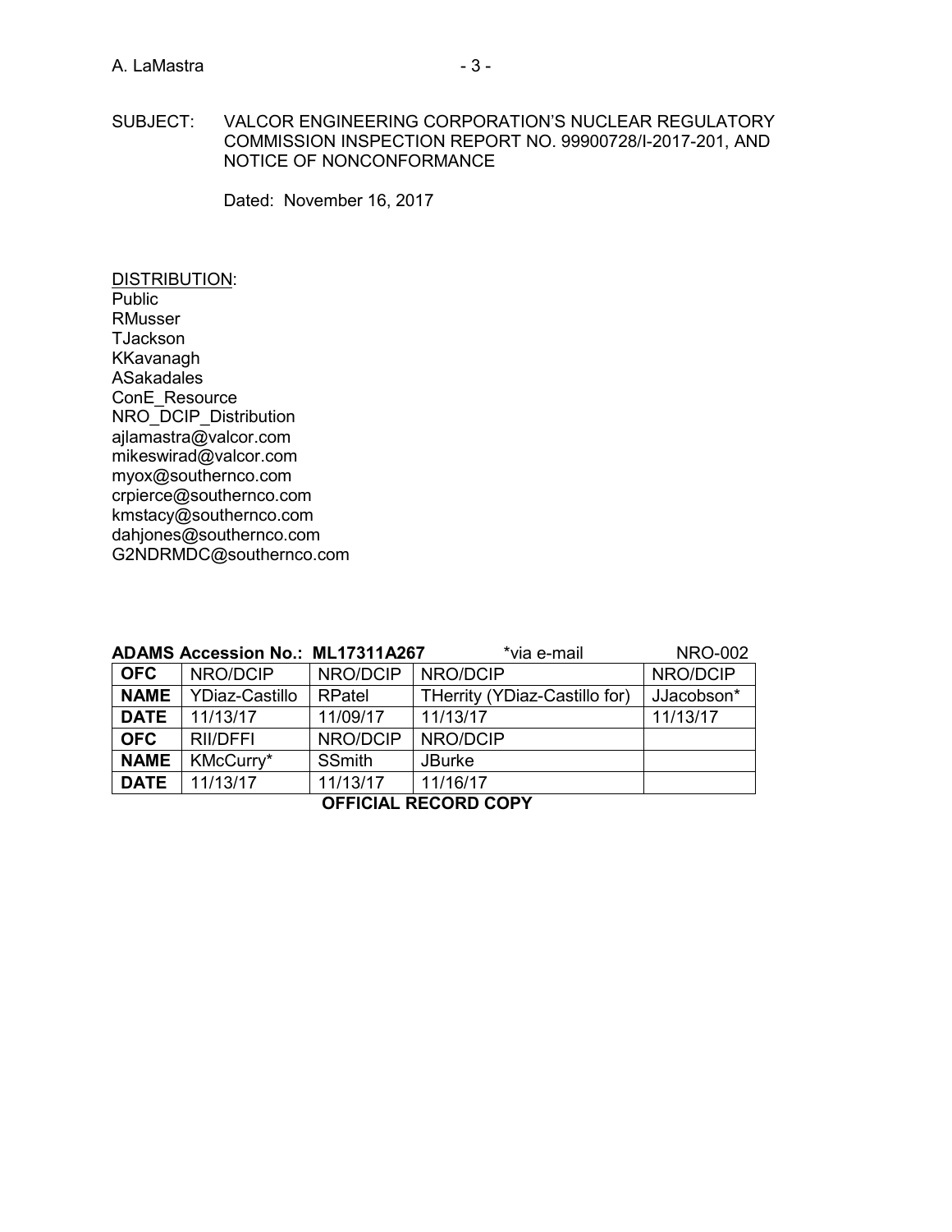SUBJECT: VALCOR ENGINEERING CORPORATION'S NUCLEAR REGULATORY COMMISSION INSPECTION REPORT NO. 99900728/I-2017-201, AND NOTICE OF NONCONFORMANCE

Dated: November 16, 2017

DISTRIBUTION:
Public
RMusser
TJackson
KKavanagh
ASakadales
ConE_Resource
NRO_DCIP_Distribution
ajlamastra@valcor.com
mikeswirad@valcor.com
myox@southernco.com
crpierce@southernco.com
kmstacy@southernco.com
dahjones@southernco.com
G2NDRMDC@southernco.com

**ADAMS Accession No.: ML17311A267** *via e-mail NRO-002

| **OFC** | NRO/DCIP | NRO/DCIP | NRO/DCIP | NRO/DCIP |
|---|---|---|---|---|
| **NAME** | YDiaz-Castillo | RPatel | THerrity (YDiaz-Castillo for) | JJacobson* |
| **DATE** | 11/13/17 | 11/09/17 | 11/13/17 | 11/13/17 |
| **OFC** | RII/DFFI | NRO/DCIP | NRO/DCIP | |
| **NAME** | KMcCurry* | SSmith | JBurke | |
| **DATE** | 11/13/17 | 11/13/17 | 11/16/17 | |

**OFFICIAL RECORD COPY**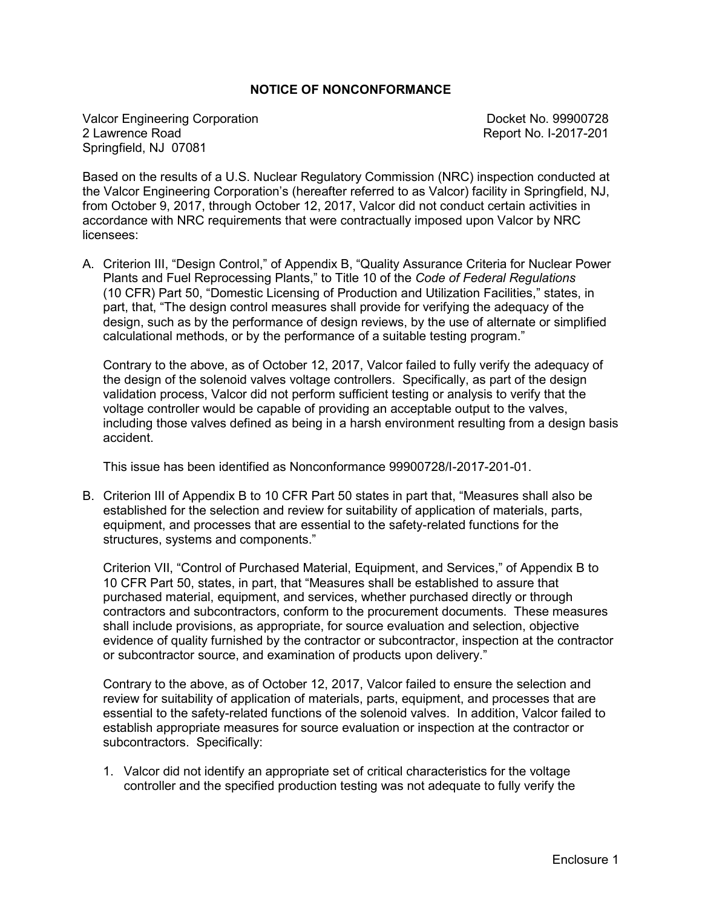# NOTICE OF NONCONFORMANCE

Valcor Engineering Corporation
2 Lawrence Road
Springfield, NJ 07081

Docket No. 99900728
Report No. I-2017-201

Based on the results of a U.S. Nuclear Regulatory Commission (NRC) inspection conducted at the Valcor Engineering Corporation's (hereafter referred to as Valcor) facility in Springfield, NJ, from October 9, 2017, through October 12, 2017, Valcor did not conduct certain activities in accordance with NRC requirements that were contractually imposed upon Valcor by NRC licensees:

A. Criterion III, "Design Control," of Appendix B, "Quality Assurance Criteria for Nuclear Power Plants and Fuel Reprocessing Plants," to Title 10 of the *Code of Federal Regulations* (10 CFR) Part 50, "Domestic Licensing of Production and Utilization Facilities," states, in part, that, "The design control measures shall provide for verifying the adequacy of the design, such as by the performance of design reviews, by the use of alternate or simplified calculational methods, or by the performance of a suitable testing program."

   Contrary to the above, as of October 12, 2017, Valcor failed to fully verify the adequacy of the design of the solenoid valves voltage controllers. Specifically, as part of the design validation process, Valcor did not perform sufficient testing or analysis to verify that the voltage controller would be capable of providing an acceptable output to the valves, including those valves defined as being in a harsh environment resulting from a design basis accident.

   This issue has been identified as Nonconformance 99900728/I-2017-201-01.

B. Criterion III of Appendix B to 10 CFR Part 50 states in part that, "Measures shall also be established for the selection and review for suitability of application of materials, parts, equipment, and processes that are essential to the safety-related functions for the structures, systems and components."

   Criterion VII, "Control of Purchased Material, Equipment, and Services," of Appendix B to 10 CFR Part 50, states, in part, that "Measures shall be established to assure that purchased material, equipment, and services, whether purchased directly or through contractors and subcontractors, conform to the procurement documents. These measures shall include provisions, as appropriate, for source evaluation and selection, objective evidence of quality furnished by the contractor or subcontractor, inspection at the contractor or subcontractor source, and examination of products upon delivery."

   Contrary to the above, as of October 12, 2017, Valcor failed to ensure the selection and review for suitability of application of materials, parts, equipment, and processes that are essential to the safety-related functions of the solenoid valves. In addition, Valcor failed to establish appropriate measures for source evaluation or inspection at the contractor or subcontractors. Specifically:

   1. Valcor did not identify an appropriate set of critical characteristics for the voltage controller and the specified production testing was not adequate to fully verify the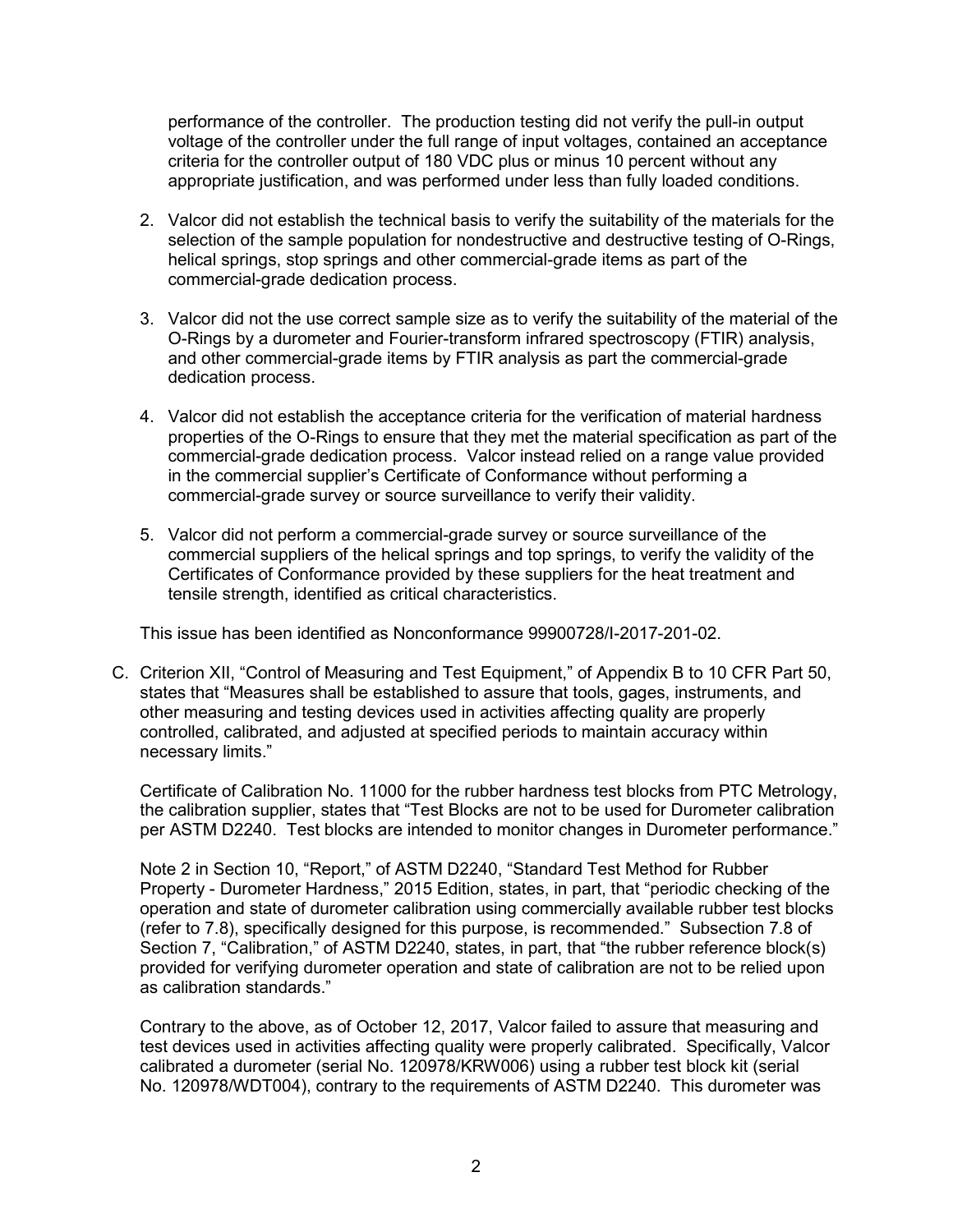performance of the controller. The production testing did not verify the pull-in output voltage of the controller under the full range of input voltages, contained an acceptance criteria for the controller output of 180 VDC plus or minus 10 percent without any appropriate justification, and was performed under less than fully loaded conditions.

2. Valcor did not establish the technical basis to verify the suitability of the materials for the selection of the sample population for nondestructive and destructive testing of O-Rings, helical springs, stop springs and other commercial-grade items as part of the commercial-grade dedication process.

3. Valcor did not the use correct sample size as to verify the suitability of the material of the O-Rings by a durometer and Fourier-transform infrared spectroscopy (FTIR) analysis, and other commercial-grade items by FTIR analysis as part the commercial-grade dedication process.

4. Valcor did not establish the acceptance criteria for the verification of material hardness properties of the O-Rings to ensure that they met the material specification as part of the commercial-grade dedication process. Valcor instead relied on a range value provided in the commercial supplier's Certificate of Conformance without performing a commercial-grade survey or source surveillance to verify their validity.

5. Valcor did not perform a commercial-grade survey or source surveillance of the commercial suppliers of the helical springs and top springs, to verify the validity of the Certificates of Conformance provided by these suppliers for the heat treatment and tensile strength, identified as critical characteristics.

This issue has been identified as Nonconformance 99900728/I-2017-201-02.

C. Criterion XII, "Control of Measuring and Test Equipment," of Appendix B to 10 CFR Part 50, states that "Measures shall be established to assure that tools, gages, instruments, and other measuring and testing devices used in activities affecting quality are properly controlled, calibrated, and adjusted at specified periods to maintain accuracy within necessary limits."

Certificate of Calibration No. 11000 for the rubber hardness test blocks from PTC Metrology, the calibration supplier, states that "Test Blocks are not to be used for Durometer calibration per ASTM D2240. Test blocks are intended to monitor changes in Durometer performance."

Note 2 in Section 10, "Report," of ASTM D2240, "Standard Test Method for Rubber Property - Durometer Hardness," 2015 Edition, states, in part, that "periodic checking of the operation and state of durometer calibration using commercially available rubber test blocks (refer to 7.8), specifically designed for this purpose, is recommended." Subsection 7.8 of Section 7, "Calibration," of ASTM D2240, states, in part, that "the rubber reference block(s) provided for verifying durometer operation and state of calibration are not to be relied upon as calibration standards."

Contrary to the above, as of October 12, 2017, Valcor failed to assure that measuring and test devices used in activities affecting quality were properly calibrated. Specifically, Valcor calibrated a durometer (serial No. 120978/KRW006) using a rubber test block kit (serial No. 120978/WDT004), contrary to the requirements of ASTM D2240. This durometer was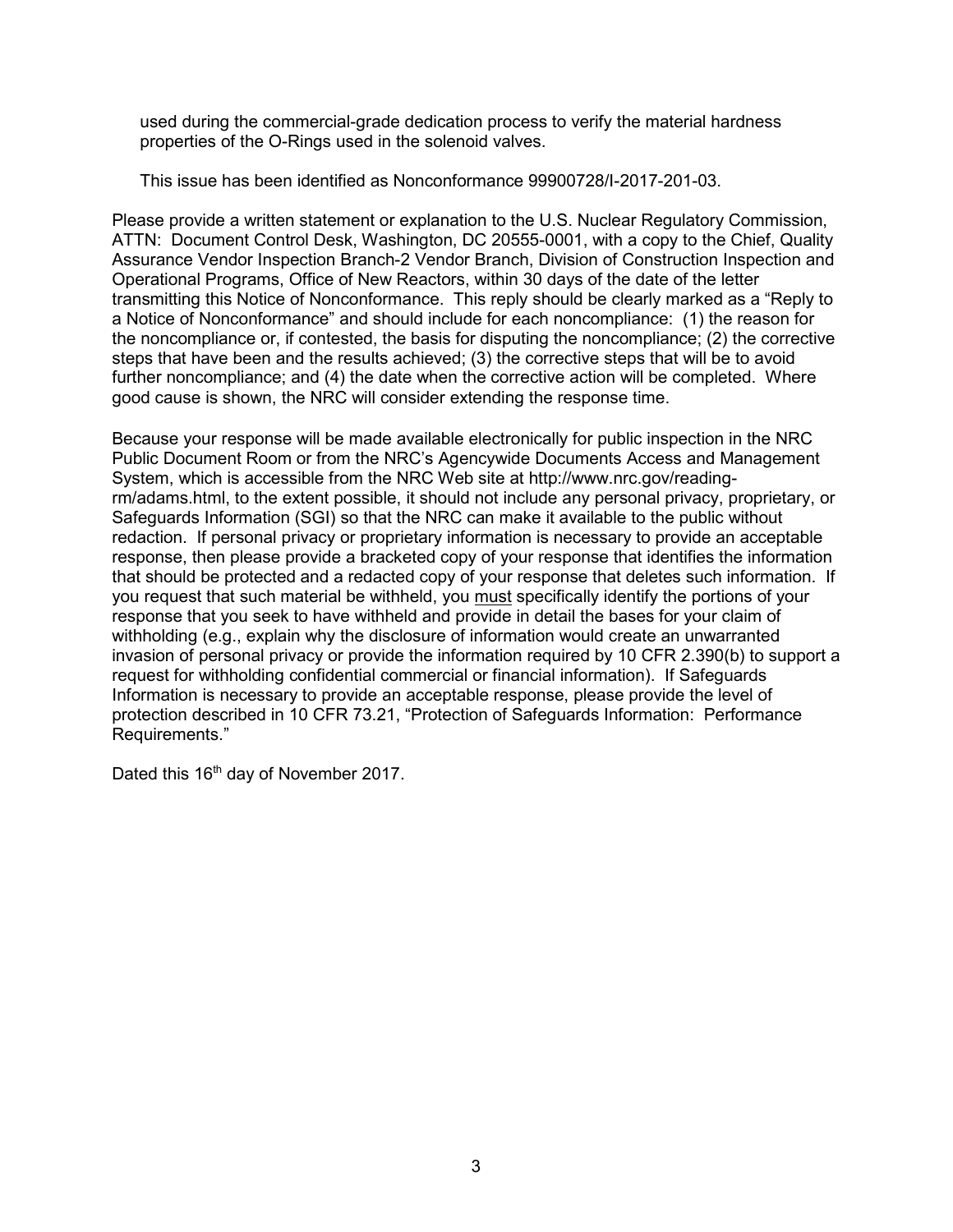used during the commercial-grade dedication process to verify the material hardness properties of the O-Rings used in the solenoid valves.

This issue has been identified as Nonconformance 99900728/I-2017-201-03.

Please provide a written statement or explanation to the U.S. Nuclear Regulatory Commission, ATTN: Document Control Desk, Washington, DC 20555-0001, with a copy to the Chief, Quality Assurance Vendor Inspection Branch-2 Vendor Branch, Division of Construction Inspection and Operational Programs, Office of New Reactors, within 30 days of the date of the letter transmitting this Notice of Nonconformance. This reply should be clearly marked as a "Reply to a Notice of Nonconformance" and should include for each noncompliance: (1) the reason for the noncompliance or, if contested, the basis for disputing the noncompliance; (2) the corrective steps that have been and the results achieved; (3) the corrective steps that will be to avoid further noncompliance; and (4) the date when the corrective action will be completed. Where good cause is shown, the NRC will consider extending the response time.

Because your response will be made available electronically for public inspection in the NRC Public Document Room or from the NRC's Agencywide Documents Access and Management System, which is accessible from the NRC Web site at http://www.nrc.gov/reading-rm/adams.html, to the extent possible, it should not include any personal privacy, proprietary, or Safeguards Information (SGI) so that the NRC can make it available to the public without redaction. If personal privacy or proprietary information is necessary to provide an acceptable response, then please provide a bracketed copy of your response that identifies the information that should be protected and a redacted copy of your response that deletes such information. If you request that such material be withheld, you <u>must</u> specifically identify the portions of your response that you seek to have withheld and provide in detail the bases for your claim of withholding (e.g., explain why the disclosure of information would create an unwarranted invasion of personal privacy or provide the information required by 10 CFR 2.390(b) to support a request for withholding confidential commercial or financial information). If Safeguards Information is necessary to provide an acceptable response, please provide the level of protection described in 10 CFR 73.21, "Protection of Safeguards Information: Performance Requirements."

Dated this 16th day of November 2017.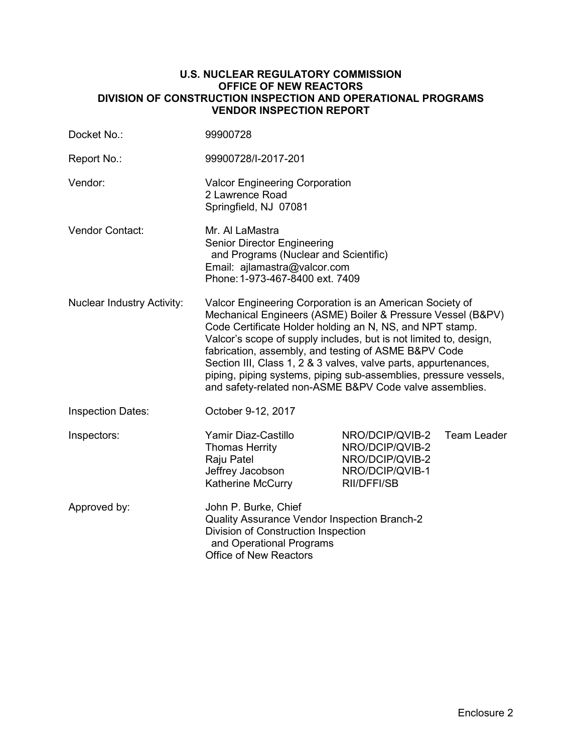**U.S. NUCLEAR REGULATORY COMMISSION**
**OFFICE OF NEW REACTORS**
**DIVISION OF CONSTRUCTION INSPECTION AND OPERATIONAL PROGRAMS**
**VENDOR INSPECTION REPORT**

| | | | |
|---|---|---|---|
| Docket No.: | 99900728 | | |
| Report No.: | 99900728/I-2017-201 | | |
| Vendor: | Valcor Engineering Corporation<br>2 Lawrence Road<br>Springfield, NJ 07081 | | |
| Vendor Contact: | Mr. Al LaMastra<br>Senior Director Engineering and Programs (Nuclear and Scientific)<br>Email: ajlamastra@valcor.com<br>Phone: 1-973-467-8400 ext. 7409 | | |
| Nuclear Industry Activity: | Valcor Engineering Corporation is an American Society of Mechanical Engineers (ASME) Boiler & Pressure Vessel (B&PV) Code Certificate Holder holding an N, NS, and NPT stamp. Valcor's scope of supply includes, but is not limited to, design, fabrication, assembly, and testing of ASME B&PV Code Section III, Class 1, 2 & 3 valves, valve parts, appurtenances, piping, piping systems, piping sub-assemblies, pressure vessels, and safety-related non-ASME B&PV Code valve assemblies. | | |
| Inspection Dates: | October 9-12, 2017 | | |
| Inspectors: | Yamir Diaz-Castillo | NRO/DCIP/QVIB-2 | Team Leader |
| | Thomas Herrity | NRO/DCIP/QVIB-2 | |
| | Raju Patel | NRO/DCIP/QVIB-2 | |
| | Jeffrey Jacobson | NRO/DCIP/QVIB-1 | |
| | Katherine McCurry | RII/DFFI/SB | |
| Approved by: | John P. Burke, Chief<br>Quality Assurance Vendor Inspection Branch-2<br>Division of Construction Inspection and Operational Programs<br>Office of New Reactors | | |

Enclosure 2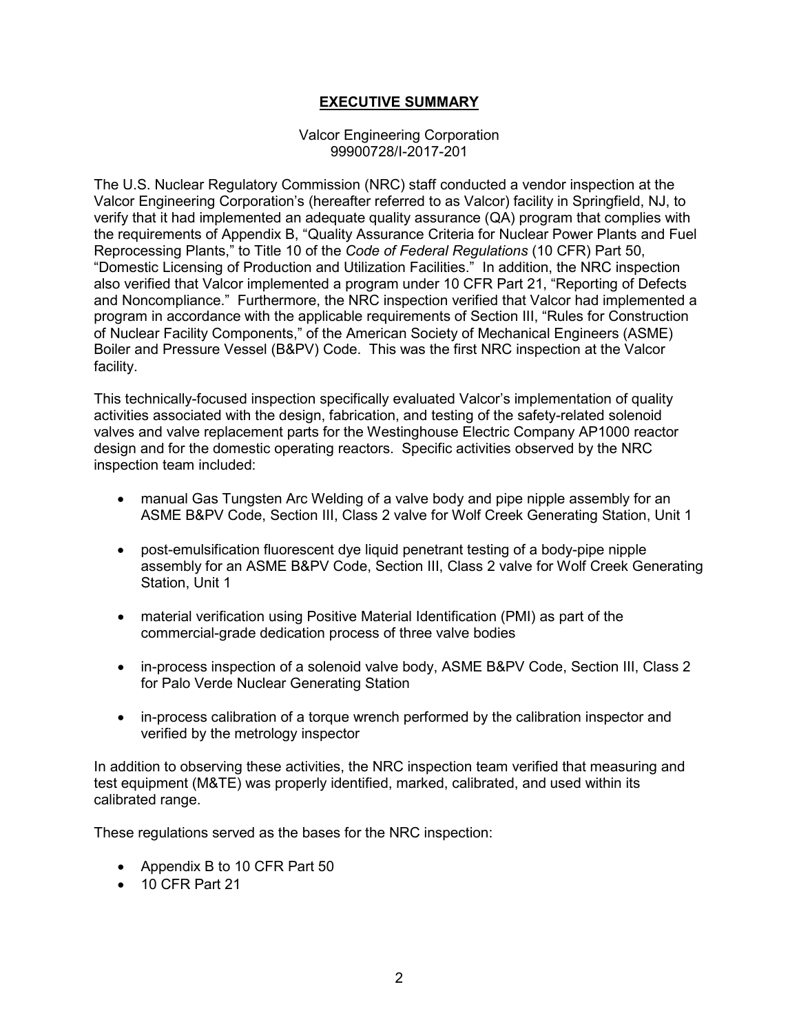## EXECUTIVE SUMMARY

Valcor Engineering Corporation
99900728/I-2017-201

The U.S. Nuclear Regulatory Commission (NRC) staff conducted a vendor inspection at the Valcor Engineering Corporation's (hereafter referred to as Valcor) facility in Springfield, NJ, to verify that it had implemented an adequate quality assurance (QA) program that complies with the requirements of Appendix B, "Quality Assurance Criteria for Nuclear Power Plants and Fuel Reprocessing Plants," to Title 10 of the *Code of Federal Regulations* (10 CFR) Part 50, "Domestic Licensing of Production and Utilization Facilities." In addition, the NRC inspection also verified that Valcor implemented a program under 10 CFR Part 21, "Reporting of Defects and Noncompliance." Furthermore, the NRC inspection verified that Valcor had implemented a program in accordance with the applicable requirements of Section III, "Rules for Construction of Nuclear Facility Components," of the American Society of Mechanical Engineers (ASME) Boiler and Pressure Vessel (B&PV) Code. This was the first NRC inspection at the Valcor facility.

This technically-focused inspection specifically evaluated Valcor's implementation of quality activities associated with the design, fabrication, and testing of the safety-related solenoid valves and valve replacement parts for the Westinghouse Electric Company AP1000 reactor design and for the domestic operating reactors. Specific activities observed by the NRC inspection team included:

- manual Gas Tungsten Arc Welding of a valve body and pipe nipple assembly for an ASME B&PV Code, Section III, Class 2 valve for Wolf Creek Generating Station, Unit 1
- post-emulsification fluorescent dye liquid penetrant testing of a body-pipe nipple assembly for an ASME B&PV Code, Section III, Class 2 valve for Wolf Creek Generating Station, Unit 1
- material verification using Positive Material Identification (PMI) as part of the commercial-grade dedication process of three valve bodies
- in-process inspection of a solenoid valve body, ASME B&PV Code, Section III, Class 2 for Palo Verde Nuclear Generating Station
- in-process calibration of a torque wrench performed by the calibration inspector and verified by the metrology inspector

In addition to observing these activities, the NRC inspection team verified that measuring and test equipment (M&TE) was properly identified, marked, calibrated, and used within its calibrated range.

These regulations served as the bases for the NRC inspection:

- Appendix B to 10 CFR Part 50
- 10 CFR Part 21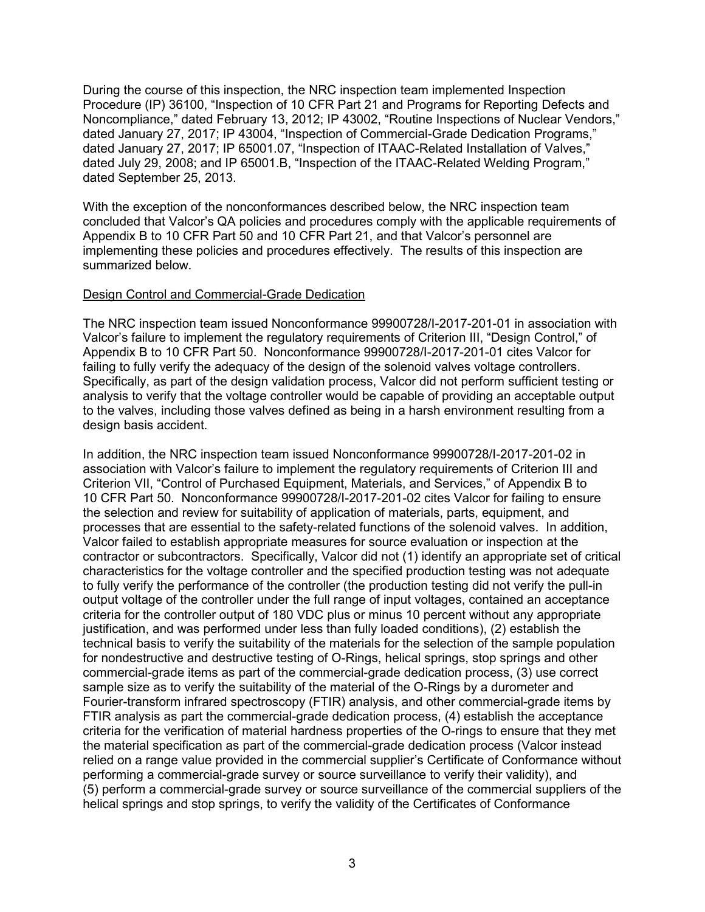During the course of this inspection, the NRC inspection team implemented Inspection Procedure (IP) 36100, "Inspection of 10 CFR Part 21 and Programs for Reporting Defects and Noncompliance," dated February 13, 2012; IP 43002, "Routine Inspections of Nuclear Vendors," dated January 27, 2017; IP 43004, "Inspection of Commercial-Grade Dedication Programs," dated January 27, 2017; IP 65001.07, "Inspection of ITAAC-Related Installation of Valves," dated July 29, 2008; and IP 65001.B, "Inspection of the ITAAC-Related Welding Program," dated September 25, 2013.

With the exception of the nonconformances described below, the NRC inspection team concluded that Valcor's QA policies and procedures comply with the applicable requirements of Appendix B to 10 CFR Part 50 and 10 CFR Part 21, and that Valcor's personnel are implementing these policies and procedures effectively. The results of this inspection are summarized below.

Design Control and Commercial-Grade Dedication

The NRC inspection team issued Nonconformance 99900728/I-2017-201-01 in association with Valcor's failure to implement the regulatory requirements of Criterion III, "Design Control," of Appendix B to 10 CFR Part 50. Nonconformance 99900728/I-2017-201-01 cites Valcor for failing to fully verify the adequacy of the design of the solenoid valves voltage controllers. Specifically, as part of the design validation process, Valcor did not perform sufficient testing or analysis to verify that the voltage controller would be capable of providing an acceptable output to the valves, including those valves defined as being in a harsh environment resulting from a design basis accident.

In addition, the NRC inspection team issued Nonconformance 99900728/I-2017-201-02 in association with Valcor's failure to implement the regulatory requirements of Criterion III and Criterion VII, "Control of Purchased Equipment, Materials, and Services," of Appendix B to 10 CFR Part 50. Nonconformance 99900728/I-2017-201-02 cites Valcor for failing to ensure the selection and review for suitability of application of materials, parts, equipment, and processes that are essential to the safety-related functions of the solenoid valves. In addition, Valcor failed to establish appropriate measures for source evaluation or inspection at the contractor or subcontractors. Specifically, Valcor did not (1) identify an appropriate set of critical characteristics for the voltage controller and the specified production testing was not adequate to fully verify the performance of the controller (the production testing did not verify the pull-in output voltage of the controller under the full range of input voltages, contained an acceptance criteria for the controller output of 180 VDC plus or minus 10 percent without any appropriate justification, and was performed under less than fully loaded conditions), (2) establish the technical basis to verify the suitability of the materials for the selection of the sample population for nondestructive and destructive testing of O-Rings, helical springs, stop springs and other commercial-grade items as part of the commercial-grade dedication process, (3) use correct sample size as to verify the suitability of the material of the O-Rings by a durometer and Fourier-transform infrared spectroscopy (FTIR) analysis, and other commercial-grade items by FTIR analysis as part the commercial-grade dedication process, (4) establish the acceptance criteria for the verification of material hardness properties of the O-rings to ensure that they met the material specification as part of the commercial-grade dedication process (Valcor instead relied on a range value provided in the commercial supplier's Certificate of Conformance without performing a commercial-grade survey or source surveillance to verify their validity), and (5) perform a commercial-grade survey or source surveillance of the commercial suppliers of the helical springs and stop springs, to verify the validity of the Certificates of Conformance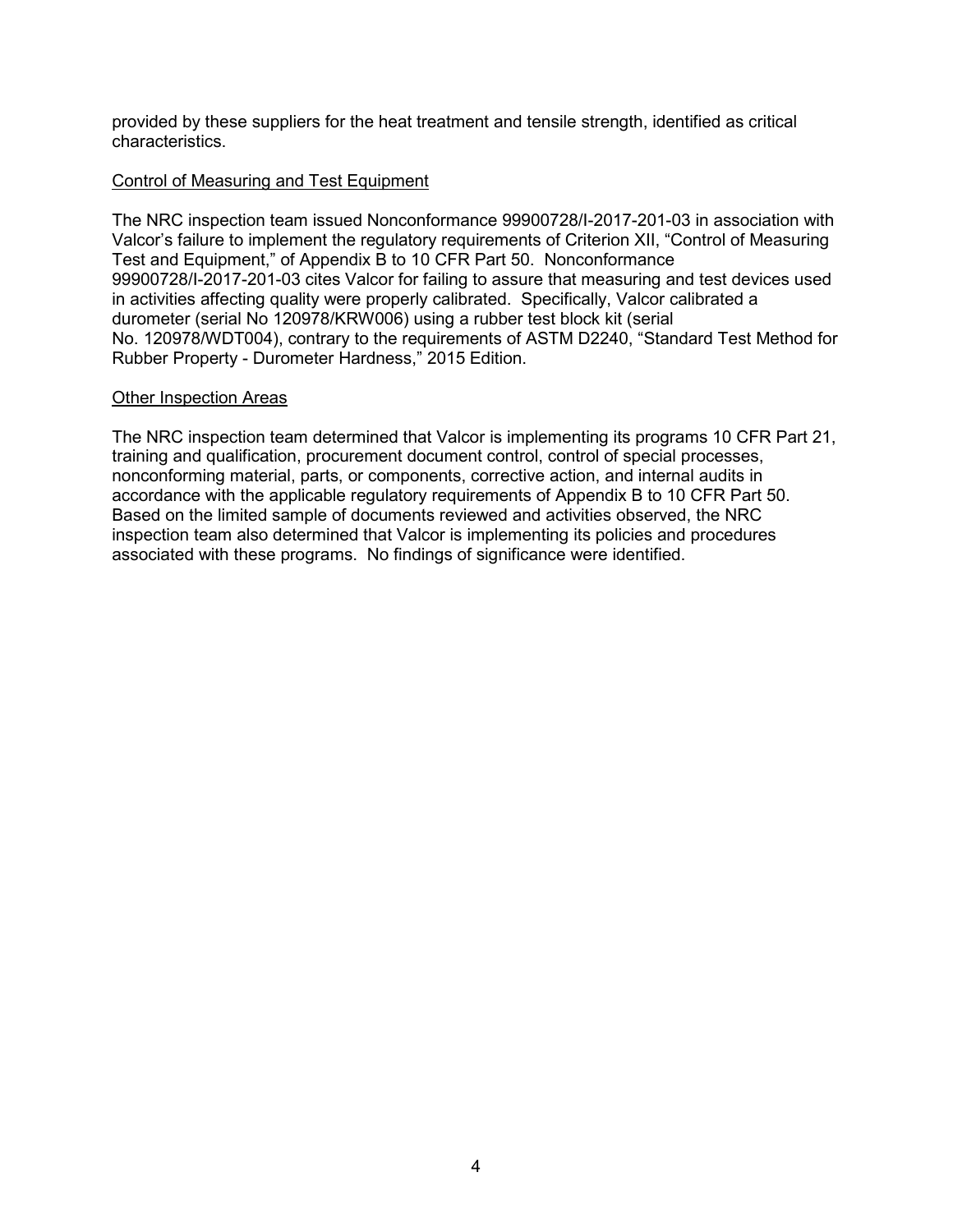provided by these suppliers for the heat treatment and tensile strength, identified as critical characteristics.

Control of Measuring and Test Equipment

The NRC inspection team issued Nonconformance 99900728/I-2017-201-03 in association with Valcor's failure to implement the regulatory requirements of Criterion XII, "Control of Measuring Test and Equipment," of Appendix B to 10 CFR Part 50. Nonconformance 99900728/I-2017-201-03 cites Valcor for failing to assure that measuring and test devices used in activities affecting quality were properly calibrated. Specifically, Valcor calibrated a durometer (serial No 120978/KRW006) using a rubber test block kit (serial No. 120978/WDT004), contrary to the requirements of ASTM D2240, "Standard Test Method for Rubber Property - Durometer Hardness," 2015 Edition.

Other Inspection Areas

The NRC inspection team determined that Valcor is implementing its programs 10 CFR Part 21, training and qualification, procurement document control, control of special processes, nonconforming material, parts, or components, corrective action, and internal audits in accordance with the applicable regulatory requirements of Appendix B to 10 CFR Part 50. Based on the limited sample of documents reviewed and activities observed, the NRC inspection team also determined that Valcor is implementing its policies and procedures associated with these programs. No findings of significance were identified.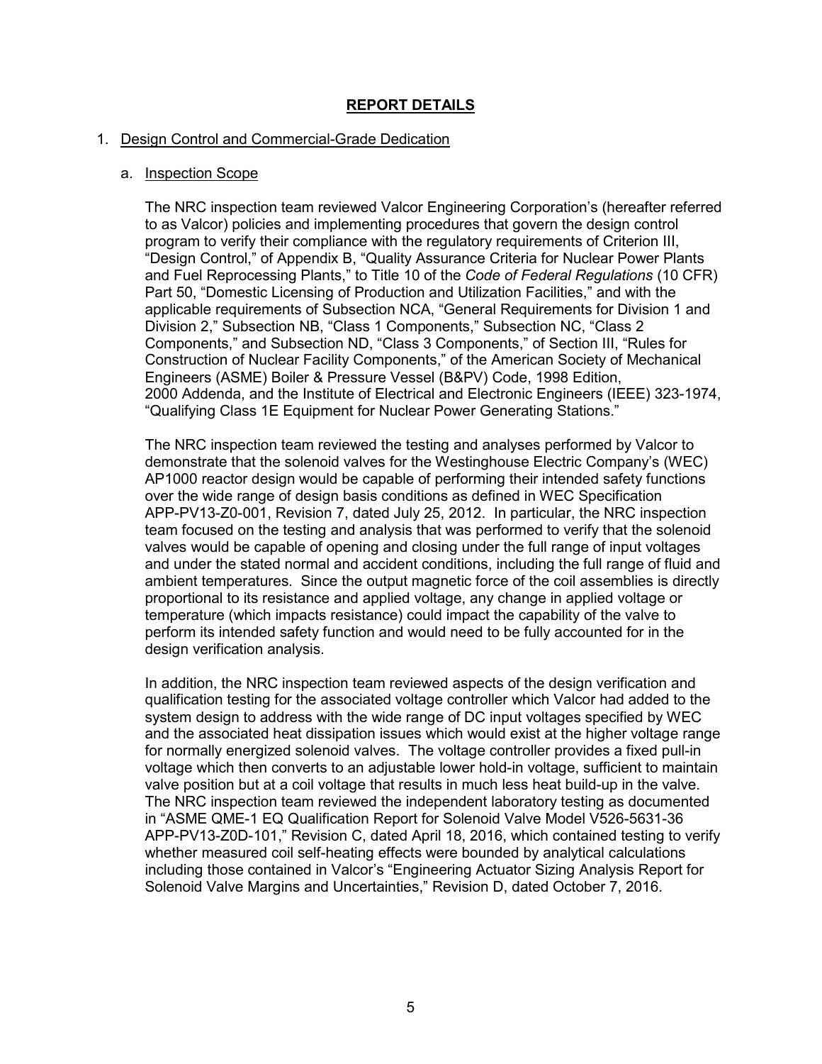## REPORT DETAILS

1. Design Control and Commercial-Grade Dedication

   a. Inspection Scope

   The NRC inspection team reviewed Valcor Engineering Corporation's (hereafter referred to as Valcor) policies and implementing procedures that govern the design control program to verify their compliance with the regulatory requirements of Criterion III, "Design Control," of Appendix B, "Quality Assurance Criteria for Nuclear Power Plants and Fuel Reprocessing Plants," to Title 10 of the *Code of Federal Regulations* (10 CFR) Part 50, "Domestic Licensing of Production and Utilization Facilities," and with the applicable requirements of Subsection NCA, "General Requirements for Division 1 and Division 2," Subsection NB, "Class 1 Components," Subsection NC, "Class 2 Components," and Subsection ND, "Class 3 Components," of Section III, "Rules for Construction of Nuclear Facility Components," of the American Society of Mechanical Engineers (ASME) Boiler & Pressure Vessel (B&PV) Code, 1998 Edition, 2000 Addenda, and the Institute of Electrical and Electronic Engineers (IEEE) 323-1974, "Qualifying Class 1E Equipment for Nuclear Power Generating Stations."

   The NRC inspection team reviewed the testing and analyses performed by Valcor to demonstrate that the solenoid valves for the Westinghouse Electric Company's (WEC) AP1000 reactor design would be capable of performing their intended safety functions over the wide range of design basis conditions as defined in WEC Specification APP-PV13-Z0-001, Revision 7, dated July 25, 2012. In particular, the NRC inspection team focused on the testing and analysis that was performed to verify that the solenoid valves would be capable of opening and closing under the full range of input voltages and under the stated normal and accident conditions, including the full range of fluid and ambient temperatures. Since the output magnetic force of the coil assemblies is directly proportional to its resistance and applied voltage, any change in applied voltage or temperature (which impacts resistance) could impact the capability of the valve to perform its intended safety function and would need to be fully accounted for in the design verification analysis.

   In addition, the NRC inspection team reviewed aspects of the design verification and qualification testing for the associated voltage controller which Valcor had added to the system design to address with the wide range of DC input voltages specified by WEC and the associated heat dissipation issues which would exist at the higher voltage range for normally energized solenoid valves. The voltage controller provides a fixed pull-in voltage which then converts to an adjustable lower hold-in voltage, sufficient to maintain valve position but at a coil voltage that results in much less heat build-up in the valve. The NRC inspection team reviewed the independent laboratory testing as documented in "ASME QME-1 EQ Qualification Report for Solenoid Valve Model V526-5631-36 APP-PV13-Z0D-101," Revision C, dated April 18, 2016, which contained testing to verify whether measured coil self-heating effects were bounded by analytical calculations including those contained in Valcor's "Engineering Actuator Sizing Analysis Report for Solenoid Valve Margins and Uncertainties," Revision D, dated October 7, 2016.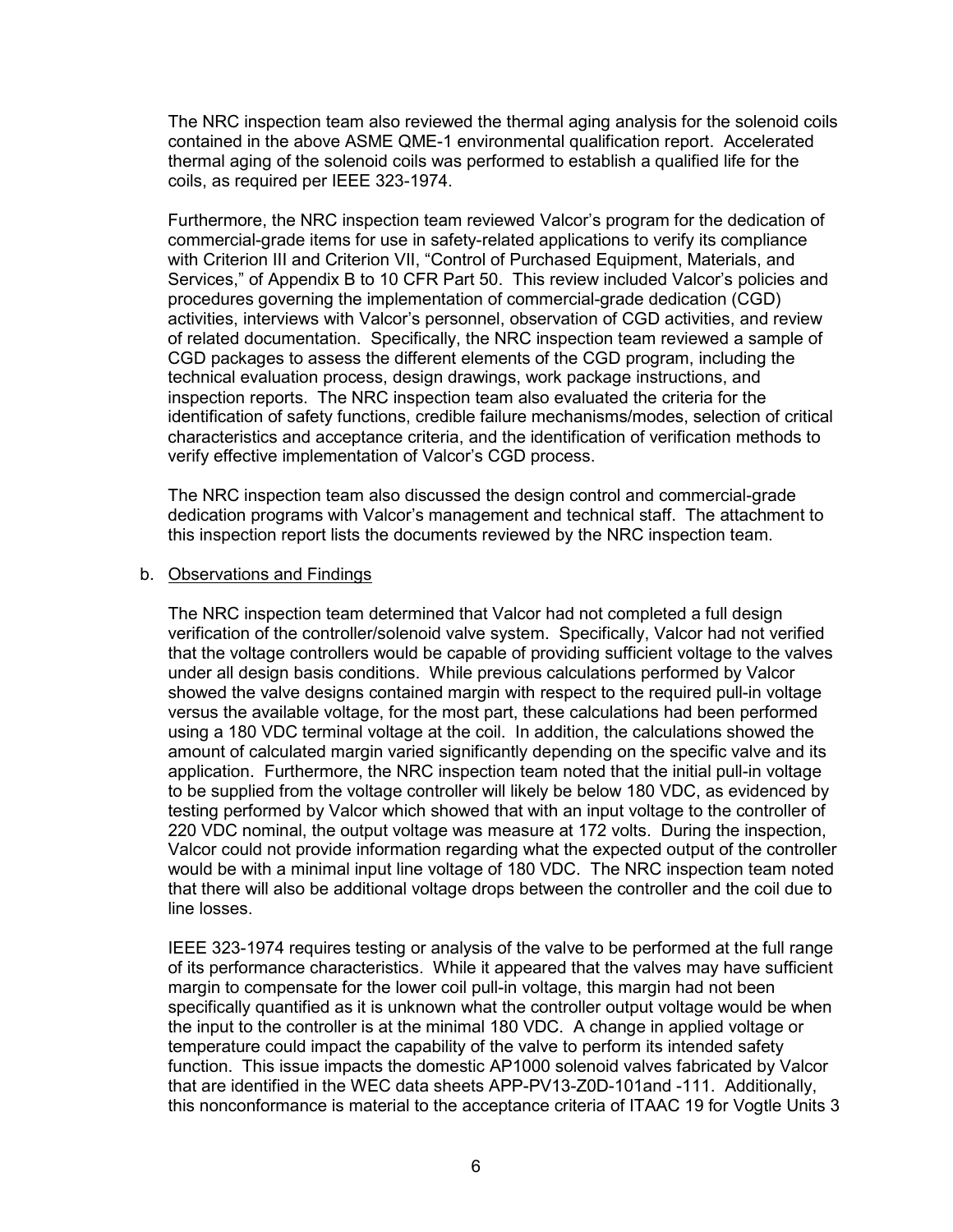The NRC inspection team also reviewed the thermal aging analysis for the solenoid coils contained in the above ASME QME-1 environmental qualification report. Accelerated thermal aging of the solenoid coils was performed to establish a qualified life for the coils, as required per IEEE 323-1974.

Furthermore, the NRC inspection team reviewed Valcor's program for the dedication of commercial-grade items for use in safety-related applications to verify its compliance with Criterion III and Criterion VII, "Control of Purchased Equipment, Materials, and Services," of Appendix B to 10 CFR Part 50. This review included Valcor's policies and procedures governing the implementation of commercial-grade dedication (CGD) activities, interviews with Valcor's personnel, observation of CGD activities, and review of related documentation. Specifically, the NRC inspection team reviewed a sample of CGD packages to assess the different elements of the CGD program, including the technical evaluation process, design drawings, work package instructions, and inspection reports. The NRC inspection team also evaluated the criteria for the identification of safety functions, credible failure mechanisms/modes, selection of critical characteristics and acceptance criteria, and the identification of verification methods to verify effective implementation of Valcor's CGD process.

The NRC inspection team also discussed the design control and commercial-grade dedication programs with Valcor's management and technical staff. The attachment to this inspection report lists the documents reviewed by the NRC inspection team.

b. Observations and Findings

The NRC inspection team determined that Valcor had not completed a full design verification of the controller/solenoid valve system. Specifically, Valcor had not verified that the voltage controllers would be capable of providing sufficient voltage to the valves under all design basis conditions. While previous calculations performed by Valcor showed the valve designs contained margin with respect to the required pull-in voltage versus the available voltage, for the most part, these calculations had been performed using a 180 VDC terminal voltage at the coil. In addition, the calculations showed the amount of calculated margin varied significantly depending on the specific valve and its application. Furthermore, the NRC inspection team noted that the initial pull-in voltage to be supplied from the voltage controller will likely be below 180 VDC, as evidenced by testing performed by Valcor which showed that with an input voltage to the controller of 220 VDC nominal, the output voltage was measure at 172 volts. During the inspection, Valcor could not provide information regarding what the expected output of the controller would be with a minimal input line voltage of 180 VDC. The NRC inspection team noted that there will also be additional voltage drops between the controller and the coil due to line losses.

IEEE 323-1974 requires testing or analysis of the valve to be performed at the full range of its performance characteristics. While it appeared that the valves may have sufficient margin to compensate for the lower coil pull-in voltage, this margin had not been specifically quantified as it is unknown what the controller output voltage would be when the input to the controller is at the minimal 180 VDC. A change in applied voltage or temperature could impact the capability of the valve to perform its intended safety function. This issue impacts the domestic AP1000 solenoid valves fabricated by Valcor that are identified in the WEC data sheets APP-PV13-Z0D-101and -111. Additionally, this nonconformance is material to the acceptance criteria of ITAAC 19 for Vogtle Units 3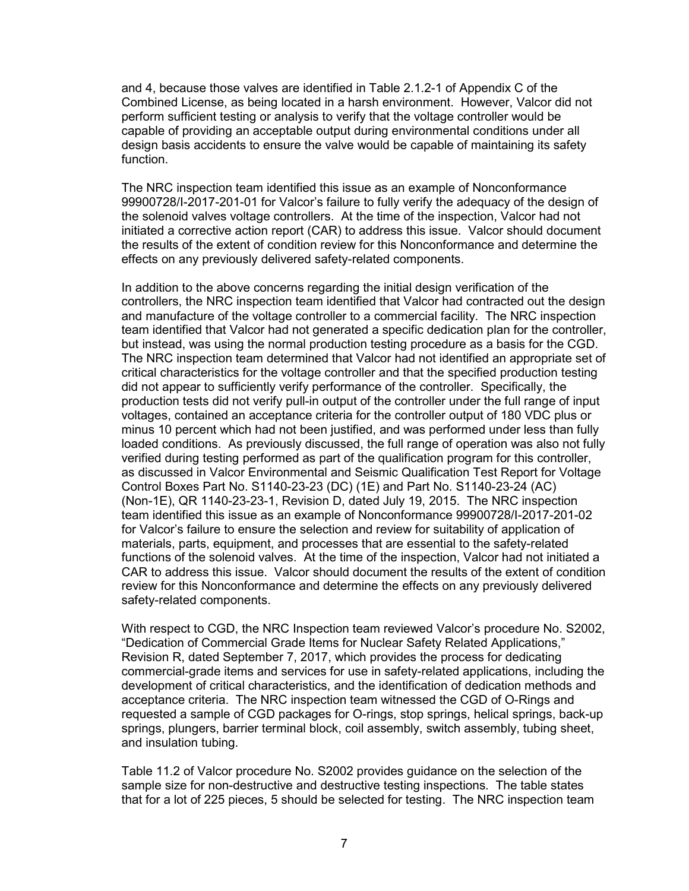and 4, because those valves are identified in Table 2.1.2-1 of Appendix C of the Combined License, as being located in a harsh environment. However, Valcor did not perform sufficient testing or analysis to verify that the voltage controller would be capable of providing an acceptable output during environmental conditions under all design basis accidents to ensure the valve would be capable of maintaining its safety function.

The NRC inspection team identified this issue as an example of Nonconformance 99900728/I-2017-201-01 for Valcor's failure to fully verify the adequacy of the design of the solenoid valves voltage controllers. At the time of the inspection, Valcor had not initiated a corrective action report (CAR) to address this issue. Valcor should document the results of the extent of condition review for this Nonconformance and determine the effects on any previously delivered safety-related components.

In addition to the above concerns regarding the initial design verification of the controllers, the NRC inspection team identified that Valcor had contracted out the design and manufacture of the voltage controller to a commercial facility. The NRC inspection team identified that Valcor had not generated a specific dedication plan for the controller, but instead, was using the normal production testing procedure as a basis for the CGD. The NRC inspection team determined that Valcor had not identified an appropriate set of critical characteristics for the voltage controller and that the specified production testing did not appear to sufficiently verify performance of the controller. Specifically, the production tests did not verify pull-in output of the controller under the full range of input voltages, contained an acceptance criteria for the controller output of 180 VDC plus or minus 10 percent which had not been justified, and was performed under less than fully loaded conditions. As previously discussed, the full range of operation was also not fully verified during testing performed as part of the qualification program for this controller, as discussed in Valcor Environmental and Seismic Qualification Test Report for Voltage Control Boxes Part No. S1140-23-23 (DC) (1E) and Part No. S1140-23-24 (AC) (Non-1E), QR 1140-23-23-1, Revision D, dated July 19, 2015. The NRC inspection team identified this issue as an example of Nonconformance 99900728/I-2017-201-02 for Valcor's failure to ensure the selection and review for suitability of application of materials, parts, equipment, and processes that are essential to the safety-related functions of the solenoid valves. At the time of the inspection, Valcor had not initiated a CAR to address this issue. Valcor should document the results of the extent of condition review for this Nonconformance and determine the effects on any previously delivered safety-related components.

With respect to CGD, the NRC Inspection team reviewed Valcor's procedure No. S2002, "Dedication of Commercial Grade Items for Nuclear Safety Related Applications," Revision R, dated September 7, 2017, which provides the process for dedicating commercial-grade items and services for use in safety-related applications, including the development of critical characteristics, and the identification of dedication methods and acceptance criteria. The NRC inspection team witnessed the CGD of O-Rings and requested a sample of CGD packages for O-rings, stop springs, helical springs, back-up springs, plungers, barrier terminal block, coil assembly, switch assembly, tubing sheet, and insulation tubing.

Table 11.2 of Valcor procedure No. S2002 provides guidance on the selection of the sample size for non-destructive and destructive testing inspections. The table states that for a lot of 225 pieces, 5 should be selected for testing. The NRC inspection team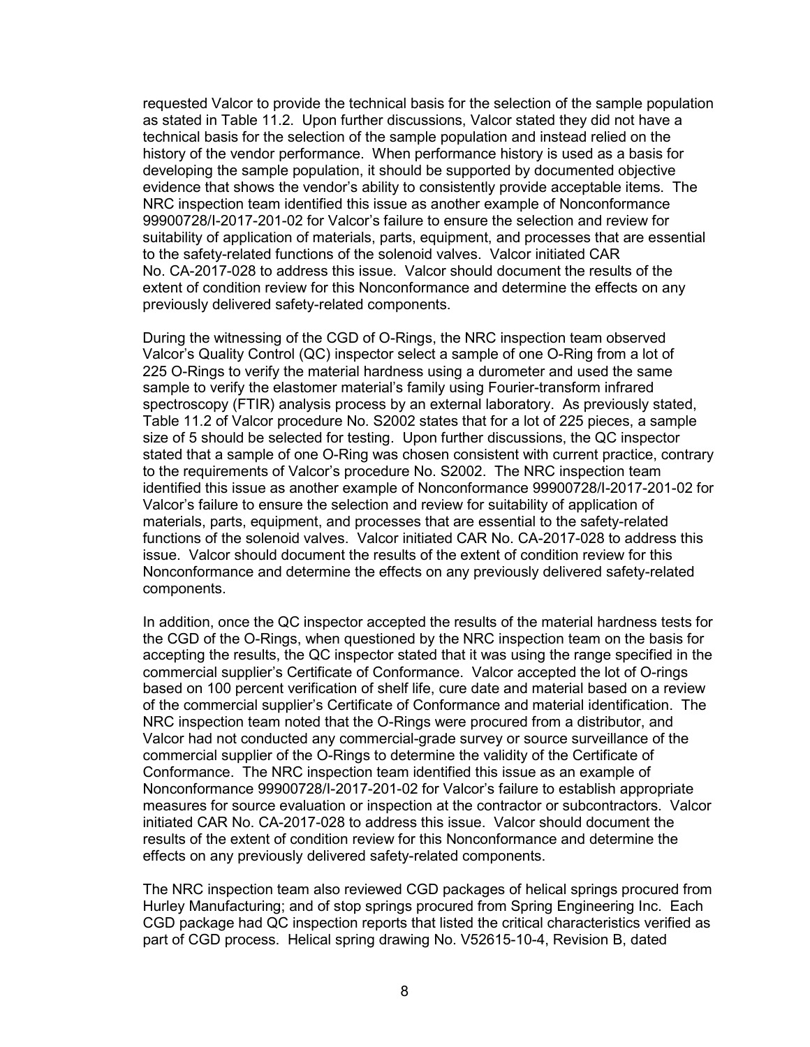requested Valcor to provide the technical basis for the selection of the sample population as stated in Table 11.2. Upon further discussions, Valcor stated they did not have a technical basis for the selection of the sample population and instead relied on the history of the vendor performance. When performance history is used as a basis for developing the sample population, it should be supported by documented objective evidence that shows the vendor's ability to consistently provide acceptable items. The NRC inspection team identified this issue as another example of Nonconformance 99900728/I-2017-201-02 for Valcor's failure to ensure the selection and review for suitability of application of materials, parts, equipment, and processes that are essential to the safety-related functions of the solenoid valves. Valcor initiated CAR No. CA-2017-028 to address this issue. Valcor should document the results of the extent of condition review for this Nonconformance and determine the effects on any previously delivered safety-related components.

During the witnessing of the CGD of O-Rings, the NRC inspection team observed Valcor's Quality Control (QC) inspector select a sample of one O-Ring from a lot of 225 O-Rings to verify the material hardness using a durometer and used the same sample to verify the elastomer material's family using Fourier-transform infrared spectroscopy (FTIR) analysis process by an external laboratory. As previously stated, Table 11.2 of Valcor procedure No. S2002 states that for a lot of 225 pieces, a sample size of 5 should be selected for testing. Upon further discussions, the QC inspector stated that a sample of one O-Ring was chosen consistent with current practice, contrary to the requirements of Valcor's procedure No. S2002. The NRC inspection team identified this issue as another example of Nonconformance 99900728/I-2017-201-02 for Valcor's failure to ensure the selection and review for suitability of application of materials, parts, equipment, and processes that are essential to the safety-related functions of the solenoid valves. Valcor initiated CAR No. CA-2017-028 to address this issue. Valcor should document the results of the extent of condition review for this Nonconformance and determine the effects on any previously delivered safety-related components.

In addition, once the QC inspector accepted the results of the material hardness tests for the CGD of the O-Rings, when questioned by the NRC inspection team on the basis for accepting the results, the QC inspector stated that it was using the range specified in the commercial supplier's Certificate of Conformance. Valcor accepted the lot of O-rings based on 100 percent verification of shelf life, cure date and material based on a review of the commercial supplier's Certificate of Conformance and material identification. The NRC inspection team noted that the O-Rings were procured from a distributor, and Valcor had not conducted any commercial-grade survey or source surveillance of the commercial supplier of the O-Rings to determine the validity of the Certificate of Conformance. The NRC inspection team identified this issue as an example of Nonconformance 99900728/I-2017-201-02 for Valcor's failure to establish appropriate measures for source evaluation or inspection at the contractor or subcontractors. Valcor initiated CAR No. CA-2017-028 to address this issue. Valcor should document the results of the extent of condition review for this Nonconformance and determine the effects on any previously delivered safety-related components.

The NRC inspection team also reviewed CGD packages of helical springs procured from Hurley Manufacturing; and of stop springs procured from Spring Engineering Inc. Each CGD package had QC inspection reports that listed the critical characteristics verified as part of CGD process. Helical spring drawing No. V52615-10-4, Revision B, dated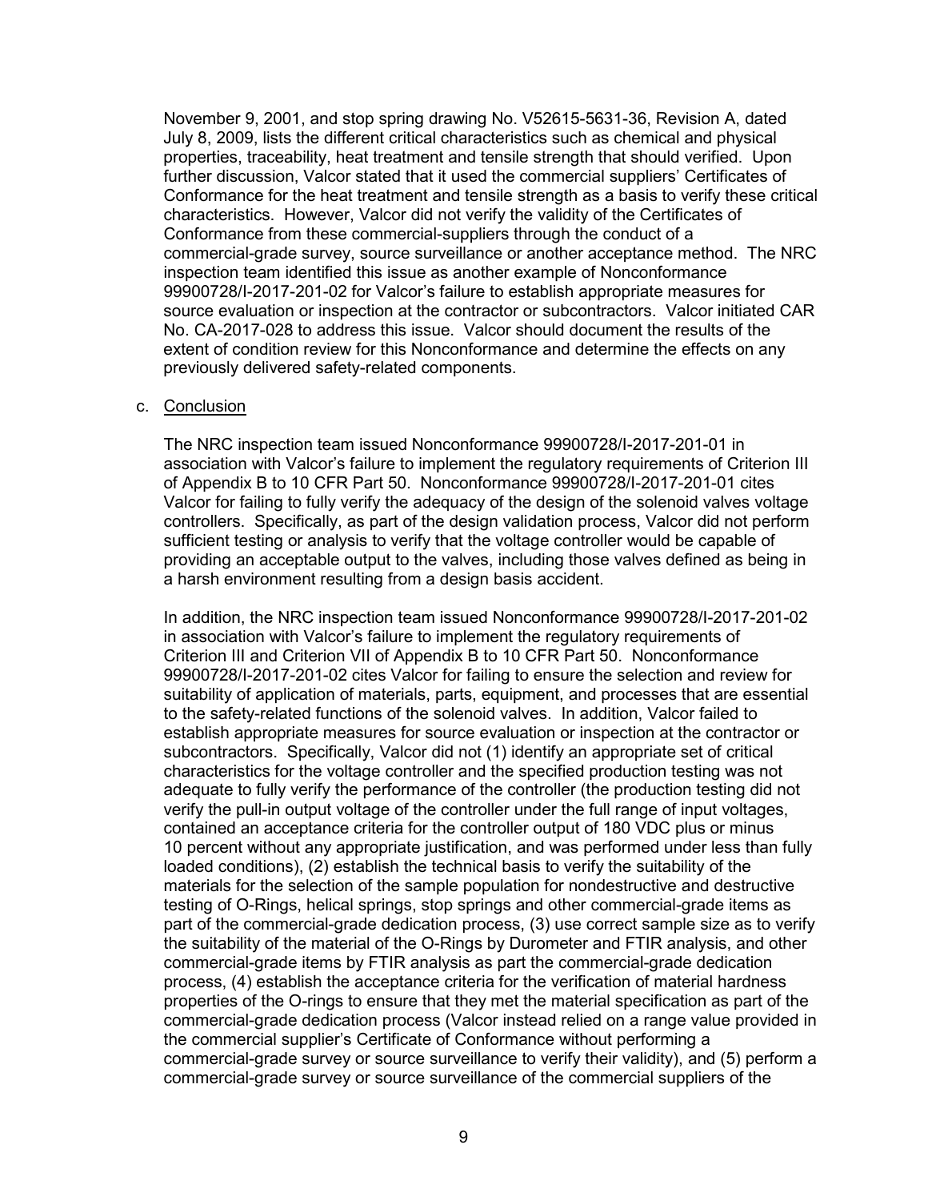November 9, 2001, and stop spring drawing No. V52615-5631-36, Revision A, dated July 8, 2009, lists the different critical characteristics such as chemical and physical properties, traceability, heat treatment and tensile strength that should verified. Upon further discussion, Valcor stated that it used the commercial suppliers' Certificates of Conformance for the heat treatment and tensile strength as a basis to verify these critical characteristics. However, Valcor did not verify the validity of the Certificates of Conformance from these commercial-suppliers through the conduct of a commercial-grade survey, source surveillance or another acceptance method. The NRC inspection team identified this issue as another example of Nonconformance 99900728/I-2017-201-02 for Valcor's failure to establish appropriate measures for source evaluation or inspection at the contractor or subcontractors. Valcor initiated CAR No. CA-2017-028 to address this issue. Valcor should document the results of the extent of condition review for this Nonconformance and determine the effects on any previously delivered safety-related components.

c. Conclusion

The NRC inspection team issued Nonconformance 99900728/I-2017-201-01 in association with Valcor's failure to implement the regulatory requirements of Criterion III of Appendix B to 10 CFR Part 50. Nonconformance 99900728/I-2017-201-01 cites Valcor for failing to fully verify the adequacy of the design of the solenoid valves voltage controllers. Specifically, as part of the design validation process, Valcor did not perform sufficient testing or analysis to verify that the voltage controller would be capable of providing an acceptable output to the valves, including those valves defined as being in a harsh environment resulting from a design basis accident.

In addition, the NRC inspection team issued Nonconformance 99900728/I-2017-201-02 in association with Valcor's failure to implement the regulatory requirements of Criterion III and Criterion VII of Appendix B to 10 CFR Part 50. Nonconformance 99900728/I-2017-201-02 cites Valcor for failing to ensure the selection and review for suitability of application of materials, parts, equipment, and processes that are essential to the safety-related functions of the solenoid valves. In addition, Valcor failed to establish appropriate measures for source evaluation or inspection at the contractor or subcontractors. Specifically, Valcor did not (1) identify an appropriate set of critical characteristics for the voltage controller and the specified production testing was not adequate to fully verify the performance of the controller (the production testing did not verify the pull-in output voltage of the controller under the full range of input voltages, contained an acceptance criteria for the controller output of 180 VDC plus or minus 10 percent without any appropriate justification, and was performed under less than fully loaded conditions), (2) establish the technical basis to verify the suitability of the materials for the selection of the sample population for nondestructive and destructive testing of O-Rings, helical springs, stop springs and other commercial-grade items as part of the commercial-grade dedication process, (3) use correct sample size as to verify the suitability of the material of the O-Rings by Durometer and FTIR analysis, and other commercial-grade items by FTIR analysis as part the commercial-grade dedication process, (4) establish the acceptance criteria for the verification of material hardness properties of the O-rings to ensure that they met the material specification as part of the commercial-grade dedication process (Valcor instead relied on a range value provided in the commercial supplier's Certificate of Conformance without performing a commercial-grade survey or source surveillance to verify their validity), and (5) perform a commercial-grade survey or source surveillance of the commercial suppliers of the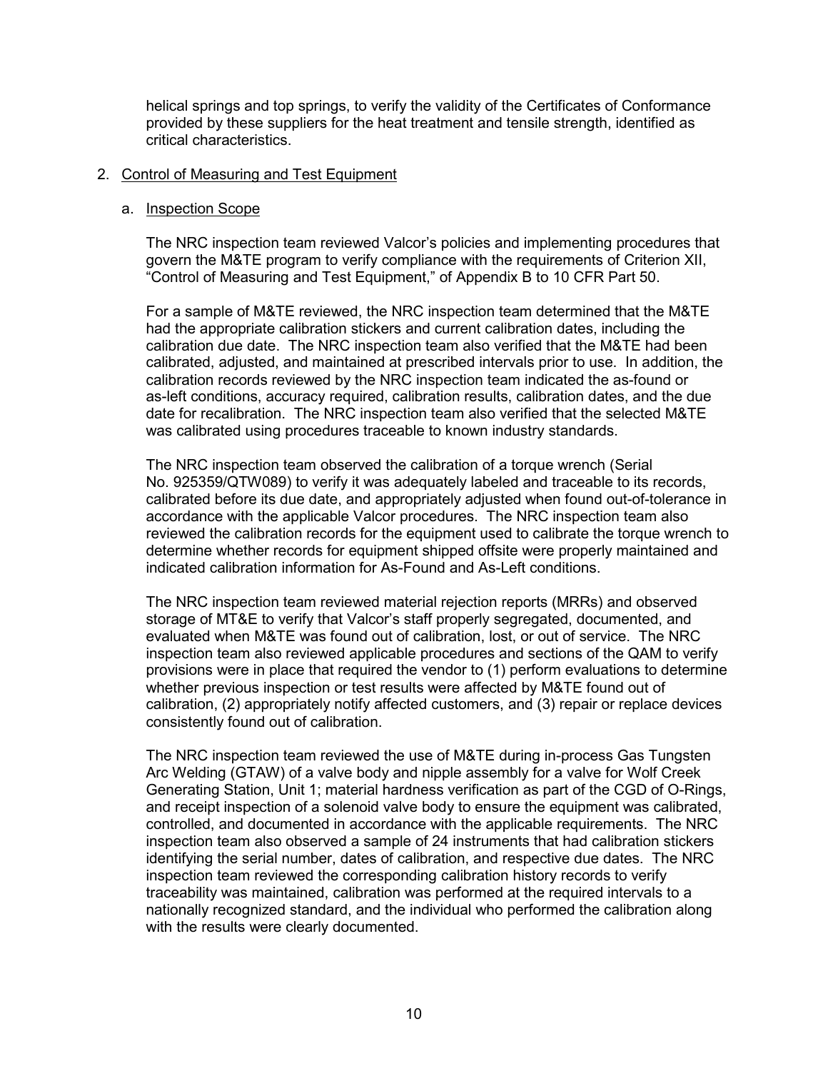helical springs and top springs, to verify the validity of the Certificates of Conformance provided by these suppliers for the heat treatment and tensile strength, identified as critical characteristics.

2. Control of Measuring and Test Equipment

   a. Inspection Scope

   The NRC inspection team reviewed Valcor's policies and implementing procedures that govern the M&TE program to verify compliance with the requirements of Criterion XII, "Control of Measuring and Test Equipment," of Appendix B to 10 CFR Part 50.

   For a sample of M&TE reviewed, the NRC inspection team determined that the M&TE had the appropriate calibration stickers and current calibration dates, including the calibration due date. The NRC inspection team also verified that the M&TE had been calibrated, adjusted, and maintained at prescribed intervals prior to use. In addition, the calibration records reviewed by the NRC inspection team indicated the as-found or as-left conditions, accuracy required, calibration results, calibration dates, and the due date for recalibration. The NRC inspection team also verified that the selected M&TE was calibrated using procedures traceable to known industry standards.

   The NRC inspection team observed the calibration of a torque wrench (Serial No. 925359/QTW089) to verify it was adequately labeled and traceable to its records, calibrated before its due date, and appropriately adjusted when found out-of-tolerance in accordance with the applicable Valcor procedures. The NRC inspection team also reviewed the calibration records for the equipment used to calibrate the torque wrench to determine whether records for equipment shipped offsite were properly maintained and indicated calibration information for As-Found and As-Left conditions.

   The NRC inspection team reviewed material rejection reports (MRRs) and observed storage of MT&E to verify that Valcor's staff properly segregated, documented, and evaluated when M&TE was found out of calibration, lost, or out of service. The NRC inspection team also reviewed applicable procedures and sections of the QAM to verify provisions were in place that required the vendor to (1) perform evaluations to determine whether previous inspection or test results were affected by M&TE found out of calibration, (2) appropriately notify affected customers, and (3) repair or replace devices consistently found out of calibration.

   The NRC inspection team reviewed the use of M&TE during in-process Gas Tungsten Arc Welding (GTAW) of a valve body and nipple assembly for a valve for Wolf Creek Generating Station, Unit 1; material hardness verification as part of the CGD of O-Rings, and receipt inspection of a solenoid valve body to ensure the equipment was calibrated, controlled, and documented in accordance with the applicable requirements. The NRC inspection team also observed a sample of 24 instruments that had calibration stickers identifying the serial number, dates of calibration, and respective due dates. The NRC inspection team reviewed the corresponding calibration history records to verify traceability was maintained, calibration was performed at the required intervals to a nationally recognized standard, and the individual who performed the calibration along with the results were clearly documented.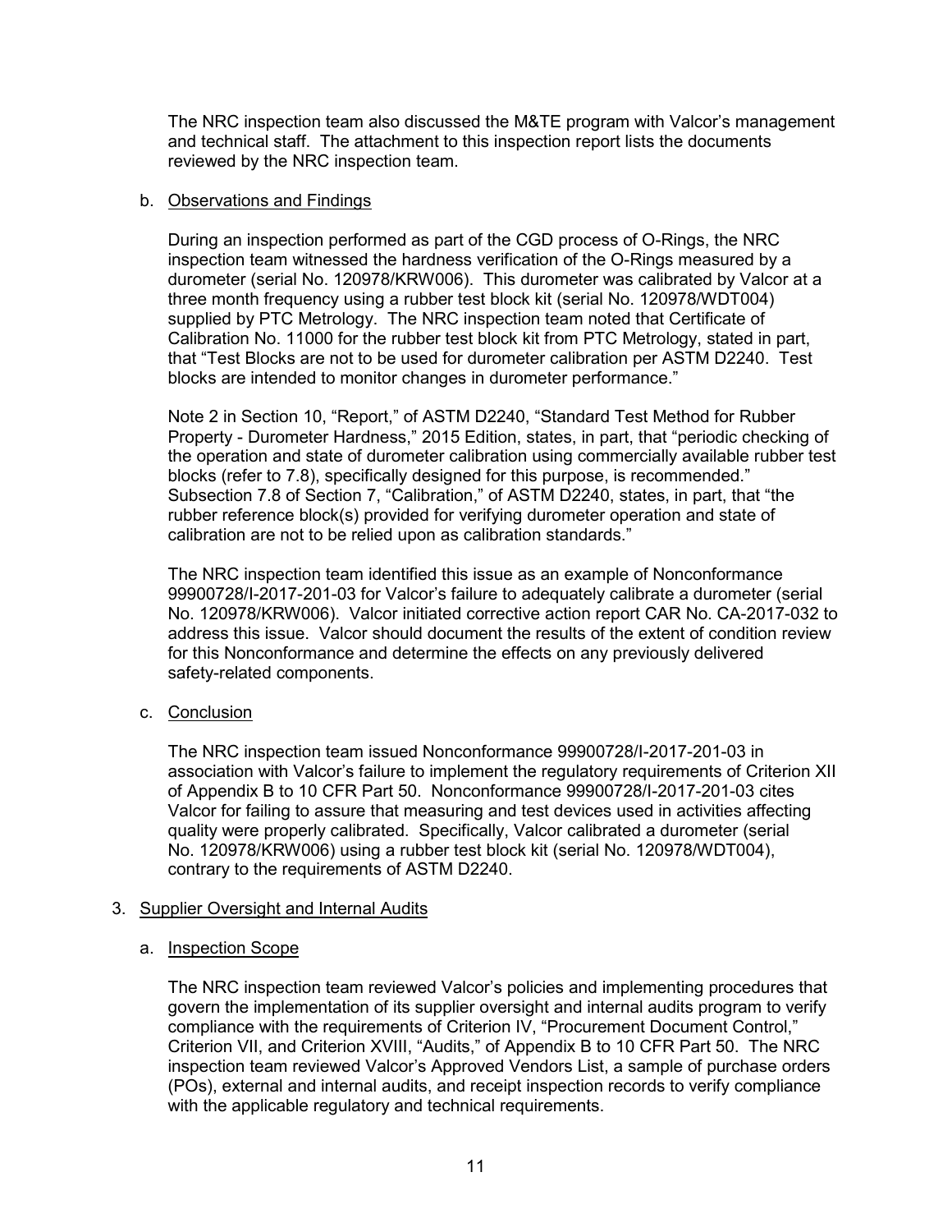The NRC inspection team also discussed the M&TE program with Valcor's management and technical staff. The attachment to this inspection report lists the documents reviewed by the NRC inspection team.

b. Observations and Findings

During an inspection performed as part of the CGD process of O-Rings, the NRC inspection team witnessed the hardness verification of the O-Rings measured by a durometer (serial No. 120978/KRW006). This durometer was calibrated by Valcor at a three month frequency using a rubber test block kit (serial No. 120978/WDT004) supplied by PTC Metrology. The NRC inspection team noted that Certificate of Calibration No. 11000 for the rubber test block kit from PTC Metrology, stated in part, that "Test Blocks are not to be used for durometer calibration per ASTM D2240. Test blocks are intended to monitor changes in durometer performance."

Note 2 in Section 10, "Report," of ASTM D2240, "Standard Test Method for Rubber Property - Durometer Hardness," 2015 Edition, states, in part, that "periodic checking of the operation and state of durometer calibration using commercially available rubber test blocks (refer to 7.8), specifically designed for this purpose, is recommended." Subsection 7.8 of Section 7, "Calibration," of ASTM D2240, states, in part, that "the rubber reference block(s) provided for verifying durometer operation and state of calibration are not to be relied upon as calibration standards."

The NRC inspection team identified this issue as an example of Nonconformance 99900728/I-2017-201-03 for Valcor's failure to adequately calibrate a durometer (serial No. 120978/KRW006). Valcor initiated corrective action report CAR No. CA-2017-032 to address this issue. Valcor should document the results of the extent of condition review for this Nonconformance and determine the effects on any previously delivered safety-related components.

c. Conclusion

The NRC inspection team issued Nonconformance 99900728/I-2017-201-03 in association with Valcor's failure to implement the regulatory requirements of Criterion XII of Appendix B to 10 CFR Part 50. Nonconformance 99900728/I-2017-201-03 cites Valcor for failing to assure that measuring and test devices used in activities affecting quality were properly calibrated. Specifically, Valcor calibrated a durometer (serial No. 120978/KRW006) using a rubber test block kit (serial No. 120978/WDT004), contrary to the requirements of ASTM D2240.

3. Supplier Oversight and Internal Audits

a. Inspection Scope

The NRC inspection team reviewed Valcor's policies and implementing procedures that govern the implementation of its supplier oversight and internal audits program to verify compliance with the requirements of Criterion IV, "Procurement Document Control," Criterion VII, and Criterion XVIII, "Audits," of Appendix B to 10 CFR Part 50. The NRC inspection team reviewed Valcor's Approved Vendors List, a sample of purchase orders (POs), external and internal audits, and receipt inspection records to verify compliance with the applicable regulatory and technical requirements.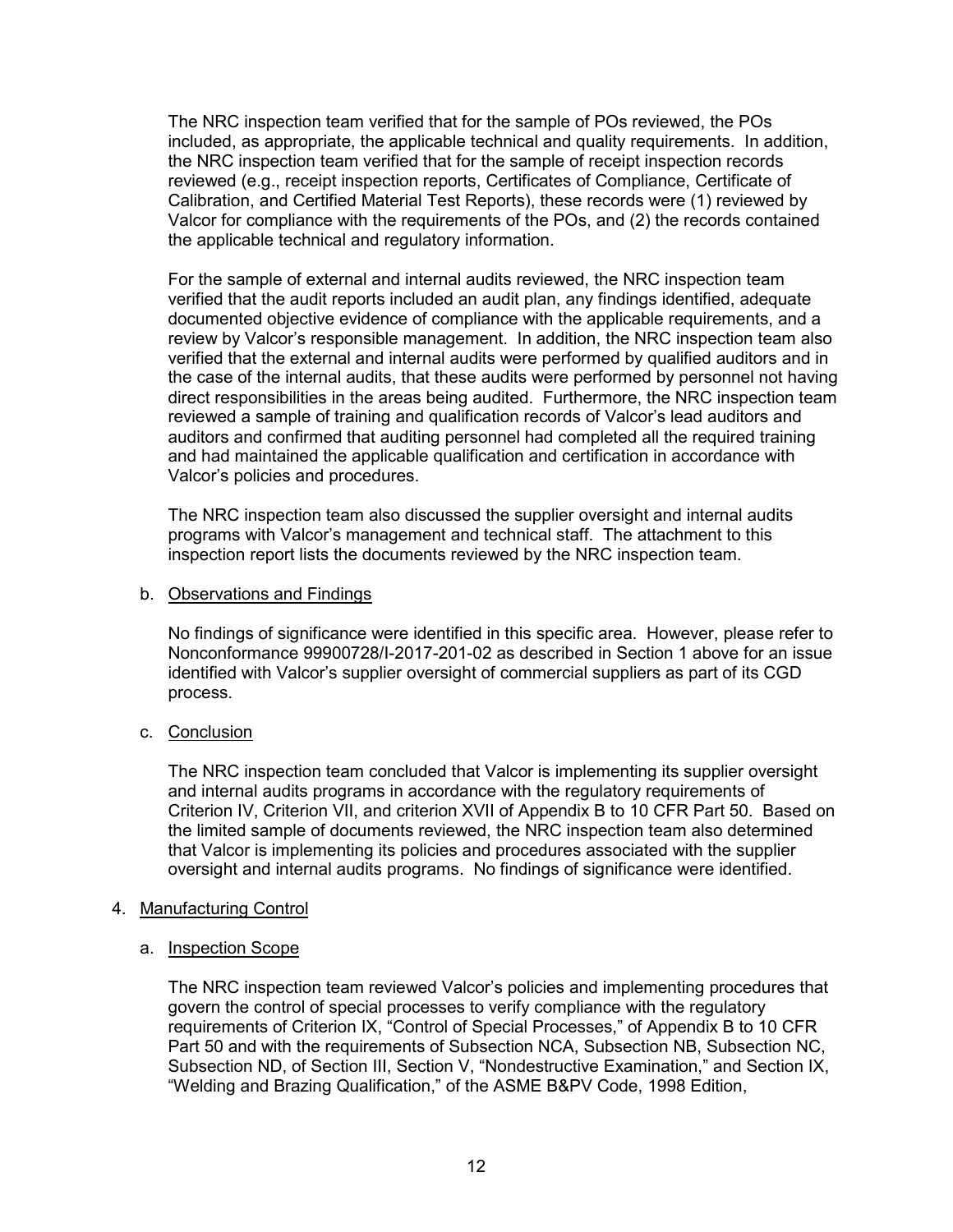The NRC inspection team verified that for the sample of POs reviewed, the POs included, as appropriate, the applicable technical and quality requirements. In addition, the NRC inspection team verified that for the sample of receipt inspection records reviewed (e.g., receipt inspection reports, Certificates of Compliance, Certificate of Calibration, and Certified Material Test Reports), these records were (1) reviewed by Valcor for compliance with the requirements of the POs, and (2) the records contained the applicable technical and regulatory information.

For the sample of external and internal audits reviewed, the NRC inspection team verified that the audit reports included an audit plan, any findings identified, adequate documented objective evidence of compliance with the applicable requirements, and a review by Valcor's responsible management. In addition, the NRC inspection team also verified that the external and internal audits were performed by qualified auditors and in the case of the internal audits, that these audits were performed by personnel not having direct responsibilities in the areas being audited. Furthermore, the NRC inspection team reviewed a sample of training and qualification records of Valcor's lead auditors and auditors and confirmed that auditing personnel had completed all the required training and had maintained the applicable qualification and certification in accordance with Valcor's policies and procedures.

The NRC inspection team also discussed the supplier oversight and internal audits programs with Valcor's management and technical staff. The attachment to this inspection report lists the documents reviewed by the NRC inspection team.

b. Observations and Findings

No findings of significance were identified in this specific area. However, please refer to Nonconformance 99900728/I-2017-201-02 as described in Section 1 above for an issue identified with Valcor's supplier oversight of commercial suppliers as part of its CGD process.

c. Conclusion

The NRC inspection team concluded that Valcor is implementing its supplier oversight and internal audits programs in accordance with the regulatory requirements of Criterion IV, Criterion VII, and criterion XVII of Appendix B to 10 CFR Part 50. Based on the limited sample of documents reviewed, the NRC inspection team also determined that Valcor is implementing its policies and procedures associated with the supplier oversight and internal audits programs. No findings of significance were identified.

## 4. Manufacturing Control

a. Inspection Scope

The NRC inspection team reviewed Valcor's policies and implementing procedures that govern the control of special processes to verify compliance with the regulatory requirements of Criterion IX, "Control of Special Processes," of Appendix B to 10 CFR Part 50 and with the requirements of Subsection NCA, Subsection NB, Subsection NC, Subsection ND, of Section III, Section V, "Nondestructive Examination," and Section IX, "Welding and Brazing Qualification," of the ASME B&PV Code, 1998 Edition,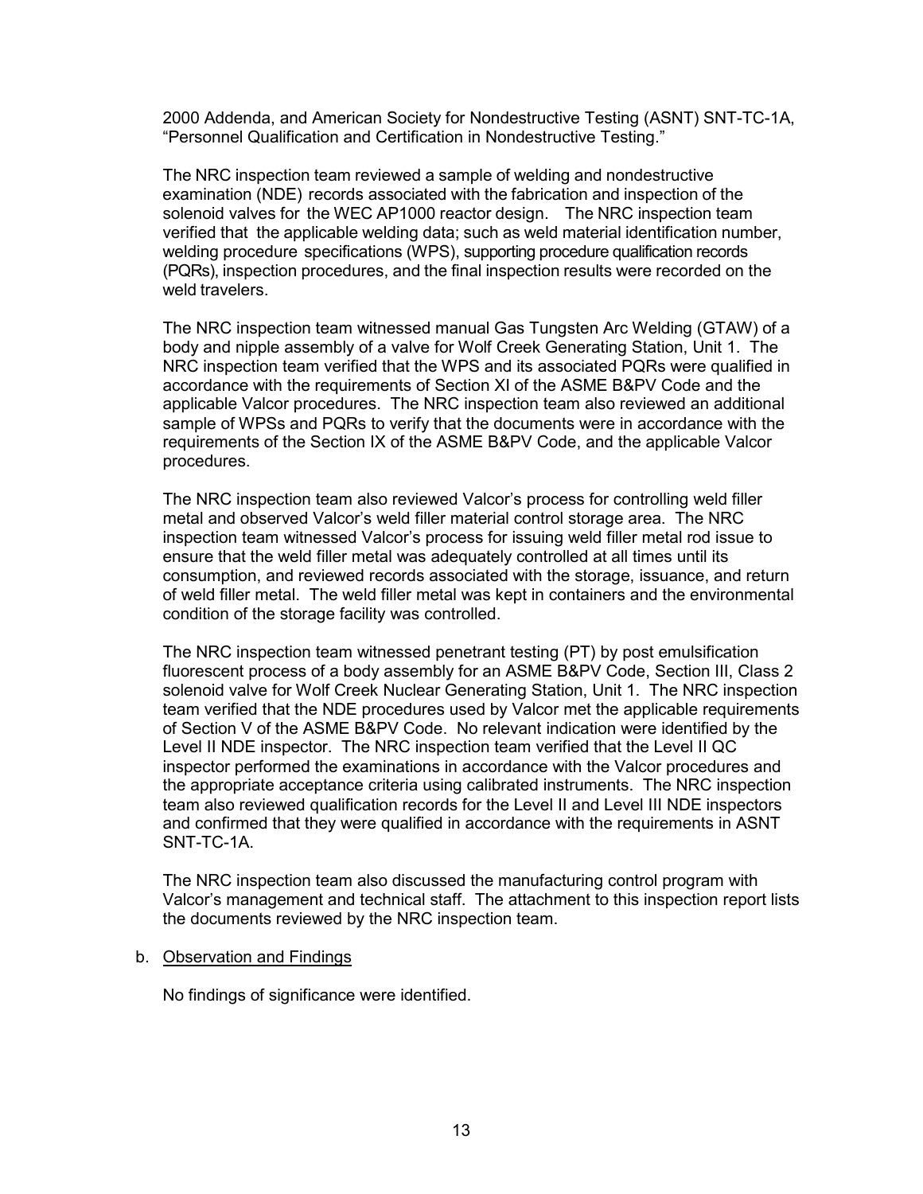2000 Addenda, and American Society for Nondestructive Testing (ASNT) SNT-TC-1A, "Personnel Qualification and Certification in Nondestructive Testing."

The NRC inspection team reviewed a sample of welding and nondestructive examination (NDE) records associated with the fabrication and inspection of the solenoid valves for the WEC AP1000 reactor design. The NRC inspection team verified that the applicable welding data; such as weld material identification number, welding procedure specifications (WPS), supporting procedure qualification records (PQRs), inspection procedures, and the final inspection results were recorded on the weld travelers.

The NRC inspection team witnessed manual Gas Tungsten Arc Welding (GTAW) of a body and nipple assembly of a valve for Wolf Creek Generating Station, Unit 1. The NRC inspection team verified that the WPS and its associated PQRs were qualified in accordance with the requirements of Section XI of the ASME B&PV Code and the applicable Valcor procedures. The NRC inspection team also reviewed an additional sample of WPSs and PQRs to verify that the documents were in accordance with the requirements of the Section IX of the ASME B&PV Code, and the applicable Valcor procedures.

The NRC inspection team also reviewed Valcor's process for controlling weld filler metal and observed Valcor's weld filler material control storage area. The NRC inspection team witnessed Valcor's process for issuing weld filler metal rod issue to ensure that the weld filler metal was adequately controlled at all times until its consumption, and reviewed records associated with the storage, issuance, and return of weld filler metal. The weld filler metal was kept in containers and the environmental condition of the storage facility was controlled.

The NRC inspection team witnessed penetrant testing (PT) by post emulsification fluorescent process of a body assembly for an ASME B&PV Code, Section III, Class 2 solenoid valve for Wolf Creek Nuclear Generating Station, Unit 1. The NRC inspection team verified that the NDE procedures used by Valcor met the applicable requirements of Section V of the ASME B&PV Code. No relevant indication were identified by the Level II NDE inspector. The NRC inspection team verified that the Level II QC inspector performed the examinations in accordance with the Valcor procedures and the appropriate acceptance criteria using calibrated instruments. The NRC inspection team also reviewed qualification records for the Level II and Level III NDE inspectors and confirmed that they were qualified in accordance with the requirements in ASNT SNT-TC-1A.

The NRC inspection team also discussed the manufacturing control program with Valcor's management and technical staff. The attachment to this inspection report lists the documents reviewed by the NRC inspection team.

b. Observation and Findings

No findings of significance were identified.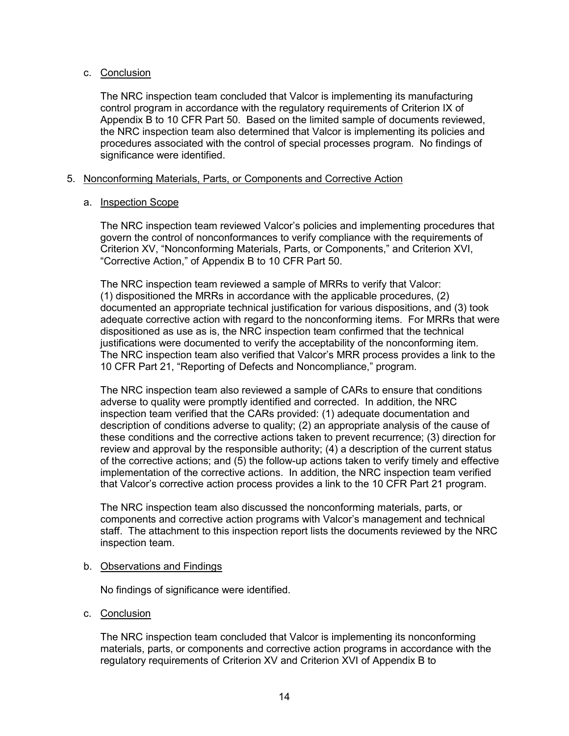c. Conclusion

The NRC inspection team concluded that Valcor is implementing its manufacturing control program in accordance with the regulatory requirements of Criterion IX of Appendix B to 10 CFR Part 50. Based on the limited sample of documents reviewed, the NRC inspection team also determined that Valcor is implementing its policies and procedures associated with the control of special processes program. No findings of significance were identified.

## 5. Nonconforming Materials, Parts, or Components and Corrective Action

a. Inspection Scope

The NRC inspection team reviewed Valcor's policies and implementing procedures that govern the control of nonconformances to verify compliance with the requirements of Criterion XV, "Nonconforming Materials, Parts, or Components," and Criterion XVI, "Corrective Action," of Appendix B to 10 CFR Part 50.

The NRC inspection team reviewed a sample of MRRs to verify that Valcor: (1) dispositioned the MRRs in accordance with the applicable procedures, (2) documented an appropriate technical justification for various dispositions, and (3) took adequate corrective action with regard to the nonconforming items. For MRRs that were dispositioned as use as is, the NRC inspection team confirmed that the technical justifications were documented to verify the acceptability of the nonconforming item. The NRC inspection team also verified that Valcor's MRR process provides a link to the 10 CFR Part 21, "Reporting of Defects and Noncompliance," program.

The NRC inspection team also reviewed a sample of CARs to ensure that conditions adverse to quality were promptly identified and corrected. In addition, the NRC inspection team verified that the CARs provided: (1) adequate documentation and description of conditions adverse to quality; (2) an appropriate analysis of the cause of these conditions and the corrective actions taken to prevent recurrence; (3) direction for review and approval by the responsible authority; (4) a description of the current status of the corrective actions; and (5) the follow-up actions taken to verify timely and effective implementation of the corrective actions. In addition, the NRC inspection team verified that Valcor's corrective action process provides a link to the 10 CFR Part 21 program.

The NRC inspection team also discussed the nonconforming materials, parts, or components and corrective action programs with Valcor's management and technical staff. The attachment to this inspection report lists the documents reviewed by the NRC inspection team.

b. Observations and Findings

No findings of significance were identified.

c. Conclusion

The NRC inspection team concluded that Valcor is implementing its nonconforming materials, parts, or components and corrective action programs in accordance with the regulatory requirements of Criterion XV and Criterion XVI of Appendix B to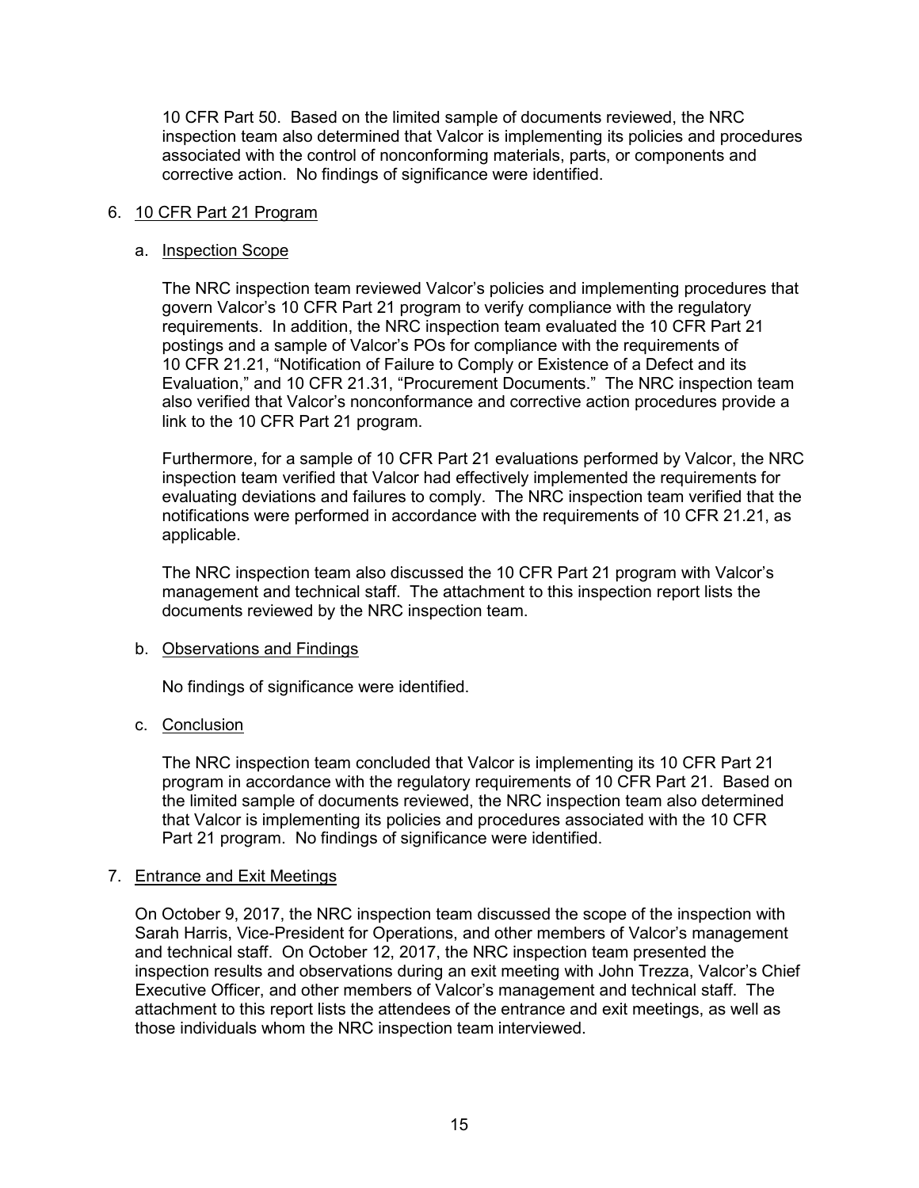10 CFR Part 50. Based on the limited sample of documents reviewed, the NRC inspection team also determined that Valcor is implementing its policies and procedures associated with the control of nonconforming materials, parts, or components and corrective action. No findings of significance were identified.

## 6. 10 CFR Part 21 Program

### a. Inspection Scope

The NRC inspection team reviewed Valcor's policies and implementing procedures that govern Valcor's 10 CFR Part 21 program to verify compliance with the regulatory requirements. In addition, the NRC inspection team evaluated the 10 CFR Part 21 postings and a sample of Valcor's POs for compliance with the requirements of 10 CFR 21.21, "Notification of Failure to Comply or Existence of a Defect and its Evaluation," and 10 CFR 21.31, "Procurement Documents." The NRC inspection team also verified that Valcor's nonconformance and corrective action procedures provide a link to the 10 CFR Part 21 program.

Furthermore, for a sample of 10 CFR Part 21 evaluations performed by Valcor, the NRC inspection team verified that Valcor had effectively implemented the requirements for evaluating deviations and failures to comply. The NRC inspection team verified that the notifications were performed in accordance with the requirements of 10 CFR 21.21, as applicable.

The NRC inspection team also discussed the 10 CFR Part 21 program with Valcor's management and technical staff. The attachment to this inspection report lists the documents reviewed by the NRC inspection team.

### b. Observations and Findings

No findings of significance were identified.

### c. Conclusion

The NRC inspection team concluded that Valcor is implementing its 10 CFR Part 21 program in accordance with the regulatory requirements of 10 CFR Part 21. Based on the limited sample of documents reviewed, the NRC inspection team also determined that Valcor is implementing its policies and procedures associated with the 10 CFR Part 21 program. No findings of significance were identified.

## 7. Entrance and Exit Meetings

On October 9, 2017, the NRC inspection team discussed the scope of the inspection with Sarah Harris, Vice-President for Operations, and other members of Valcor's management and technical staff. On October 12, 2017, the NRC inspection team presented the inspection results and observations during an exit meeting with John Trezza, Valcor's Chief Executive Officer, and other members of Valcor's management and technical staff. The attachment to this report lists the attendees of the entrance and exit meetings, as well as those individuals whom the NRC inspection team interviewed.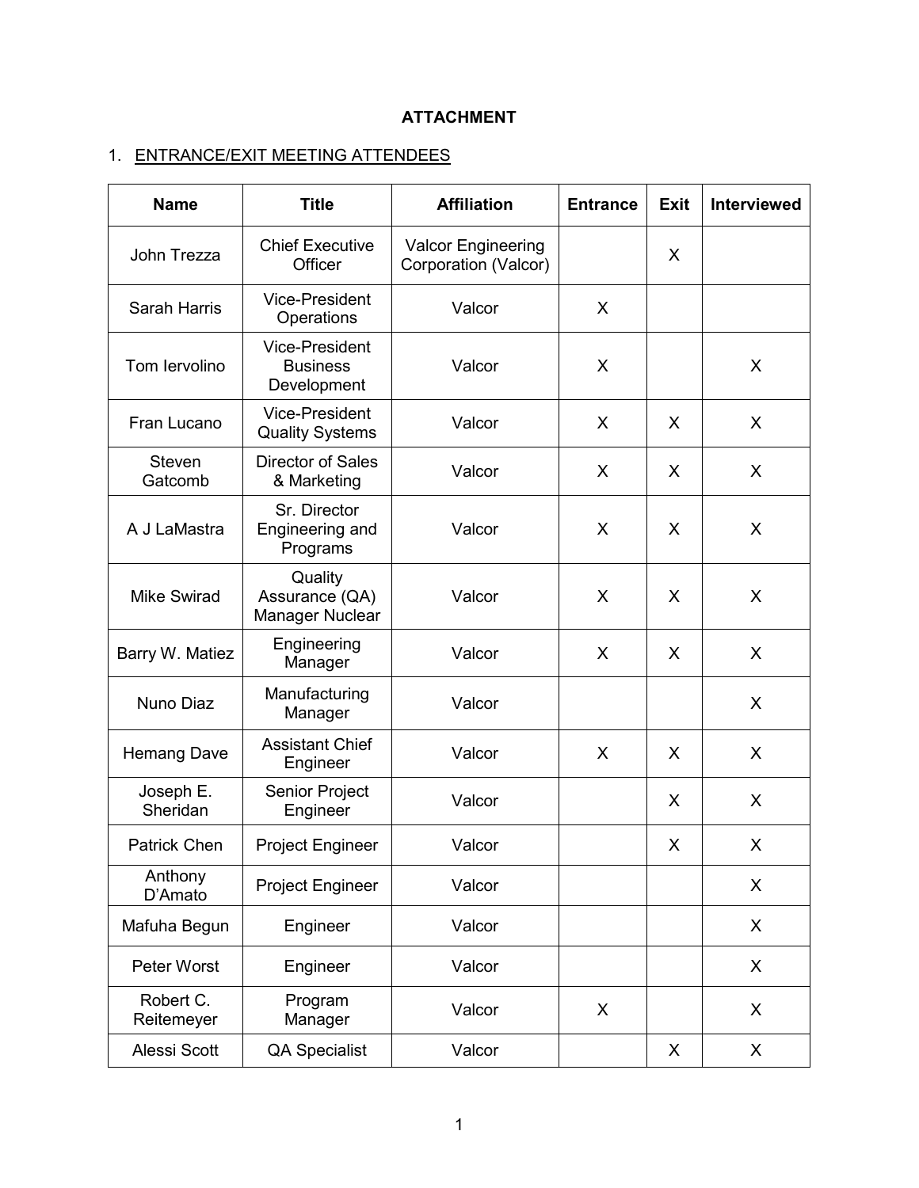**ATTACHMENT**

1. ENTRANCE/EXIT MEETING ATTENDEES

| Name | Title | Affiliation | Entrance | Exit | Interviewed |
|---|---|---|---|---|---|
| John Trezza | Chief Executive Officer | Valcor Engineering Corporation (Valcor) | | X | |
| Sarah Harris | Vice-President Operations | Valcor | X | | |
| Tom Iervolino | Vice-President Business Development | Valcor | X | | X |
| Fran Lucano | Vice-President Quality Systems | Valcor | X | X | X |
| Steven Gatcomb | Director of Sales & Marketing | Valcor | X | X | X |
| A J LaMastra | Sr. Director Engineering and Programs | Valcor | X | X | X |
| Mike Swirad | Quality Assurance (QA) Manager Nuclear | Valcor | X | X | X |
| Barry W. Matiez | Engineering Manager | Valcor | X | X | X |
| Nuno Diaz | Manufacturing Manager | Valcor | | | X |
| Hemang Dave | Assistant Chief Engineer | Valcor | X | X | X |
| Joseph E. Sheridan | Senior Project Engineer | Valcor | | X | X |
| Patrick Chen | Project Engineer | Valcor | | X | X |
| Anthony D'Amato | Project Engineer | Valcor | | | X |
| Mafuha Begun | Engineer | Valcor | | | X |
| Peter Worst | Engineer | Valcor | | | X |
| Robert C. Reitemeyer | Program Manager | Valcor | X | | X |
| Alessi Scott | QA Specialist | Valcor | | X | X |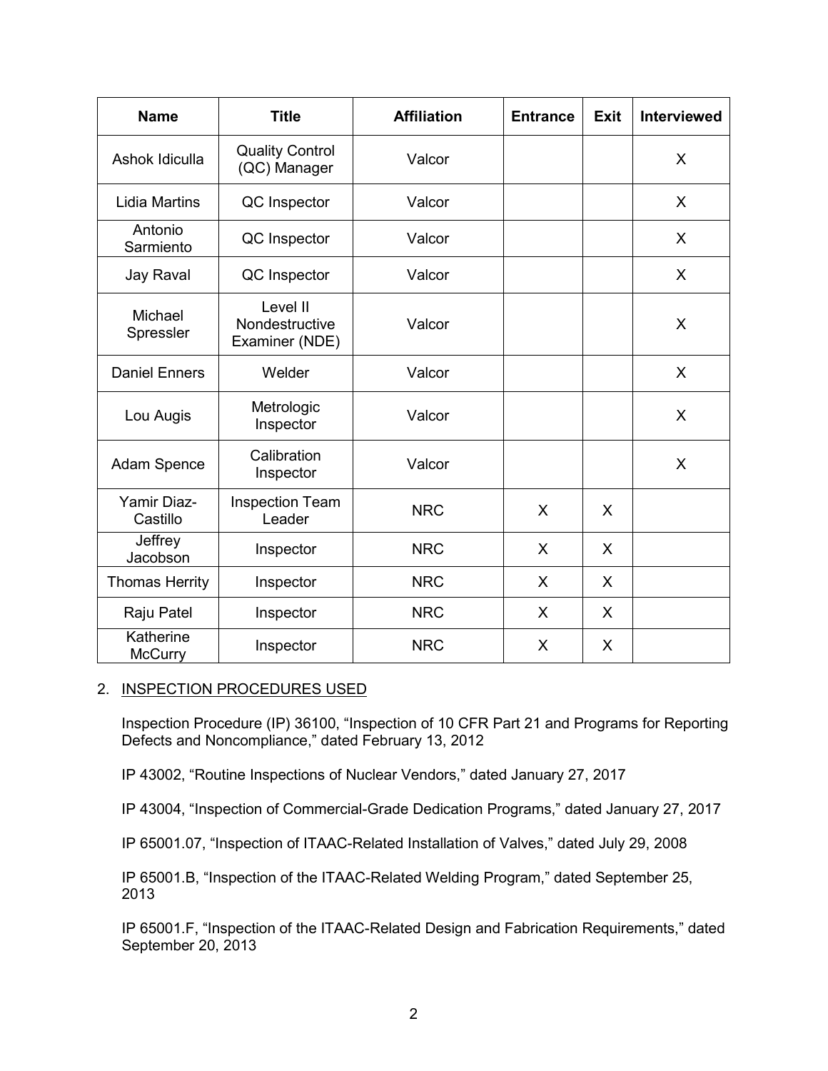| Name | Title | Affiliation | Entrance | Exit | Interviewed |
|---|---|---|---|---|---|
| Ashok Idiculla | Quality Control (QC) Manager | Valcor | | | X |
| Lidia Martins | QC Inspector | Valcor | | | X |
| Antonio Sarmiento | QC Inspector | Valcor | | | X |
| Jay Raval | QC Inspector | Valcor | | | X |
| Michael Spressler | Level II Nondestructive Examiner (NDE) | Valcor | | | X |
| Daniel Enners | Welder | Valcor | | | X |
| Lou Augis | Metrologic Inspector | Valcor | | | X |
| Adam Spence | Calibration Inspector | Valcor | | | X |
| Yamir Diaz-Castillo | Inspection Team Leader | NRC | X | X | |
| Jeffrey Jacobson | Inspector | NRC | X | X | |
| Thomas Herrity | Inspector | NRC | X | X | |
| Raju Patel | Inspector | NRC | X | X | |
| Katherine McCurry | Inspector | NRC | X | X | |

2. INSPECTION PROCEDURES USED

Inspection Procedure (IP) 36100, "Inspection of 10 CFR Part 21 and Programs for Reporting Defects and Noncompliance," dated February 13, 2012

IP 43002, "Routine Inspections of Nuclear Vendors," dated January 27, 2017

IP 43004, "Inspection of Commercial-Grade Dedication Programs," dated January 27, 2017

IP 65001.07, "Inspection of ITAAC-Related Installation of Valves," dated July 29, 2008

IP 65001.B, "Inspection of the ITAAC-Related Welding Program," dated September 25, 2013

IP 65001.F, "Inspection of the ITAAC-Related Design and Fabrication Requirements," dated September 20, 2013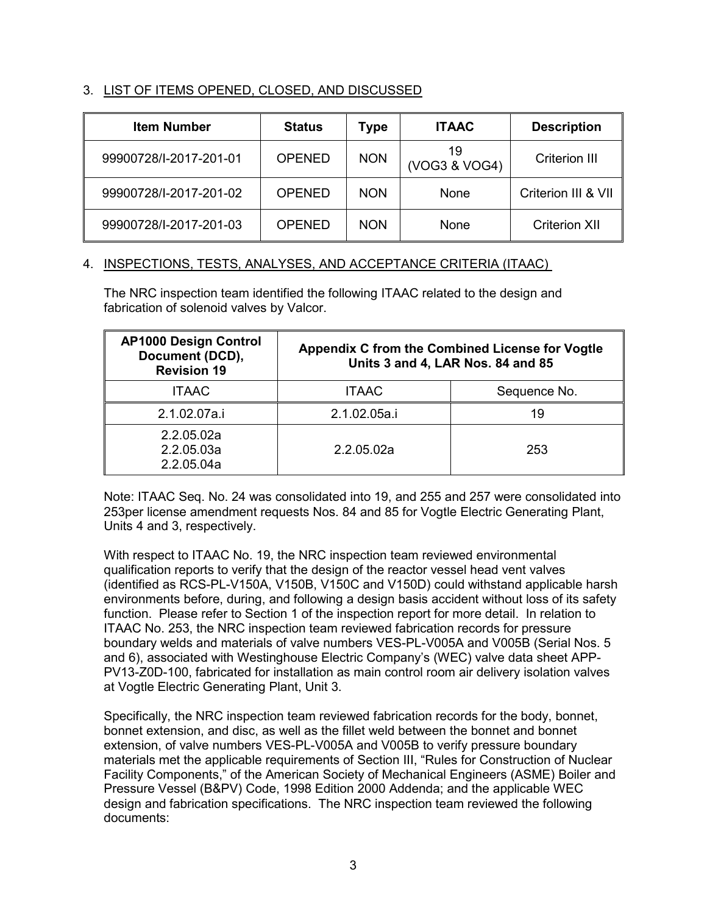## 3. LIST OF ITEMS OPENED, CLOSED, AND DISCUSSED

| Item Number | Status | Type | ITAAC | Description |
|---|---|---|---|---|
| 99900728/I-2017-201-01 | OPENED | NON | 19 (VOG3 & VOG4) | Criterion III |
| 99900728/I-2017-201-02 | OPENED | NON | None | Criterion III & VII |
| 99900728/I-2017-201-03 | OPENED | NON | None | Criterion XII |

## 4. INSPECTIONS, TESTS, ANALYSES, AND ACCEPTANCE CRITERIA (ITAAC)

The NRC inspection team identified the following ITAAC related to the design and fabrication of solenoid valves by Valcor.

| AP1000 Design Control Document (DCD), Revision 19 | Appendix C from the Combined License for Vogtle Units 3 and 4, LAR Nos. 84 and 85 | |
|---|---|---|
| ITAAC | ITAAC | Sequence No. |
| 2.1.02.07a.i | 2.1.02.05a.i | 19 |
| 2.2.05.02a<br>2.2.05.03a<br>2.2.05.04a | 2.2.05.02a | 253 |

Note: ITAAC Seq. No. 24 was consolidated into 19, and 255 and 257 were consolidated into 253per license amendment requests Nos. 84 and 85 for Vogtle Electric Generating Plant, Units 4 and 3, respectively.

With respect to ITAAC No. 19, the NRC inspection team reviewed environmental qualification reports to verify that the design of the reactor vessel head vent valves (identified as RCS-PL-V150A, V150B, V150C and V150D) could withstand applicable harsh environments before, during, and following a design basis accident without loss of its safety function. Please refer to Section 1 of the inspection report for more detail. In relation to ITAAC No. 253, the NRC inspection team reviewed fabrication records for pressure boundary welds and materials of valve numbers VES-PL-V005A and V005B (Serial Nos. 5 and 6), associated with Westinghouse Electric Company's (WEC) valve data sheet APP-PV13-Z0D-100, fabricated for installation as main control room air delivery isolation valves at Vogtle Electric Generating Plant, Unit 3.

Specifically, the NRC inspection team reviewed fabrication records for the body, bonnet, bonnet extension, and disc, as well as the fillet weld between the bonnet and bonnet extension, of valve numbers VES-PL-V005A and V005B to verify pressure boundary materials met the applicable requirements of Section III, "Rules for Construction of Nuclear Facility Components," of the American Society of Mechanical Engineers (ASME) Boiler and Pressure Vessel (B&PV) Code, 1998 Edition 2000 Addenda; and the applicable WEC design and fabrication specifications. The NRC inspection team reviewed the following documents: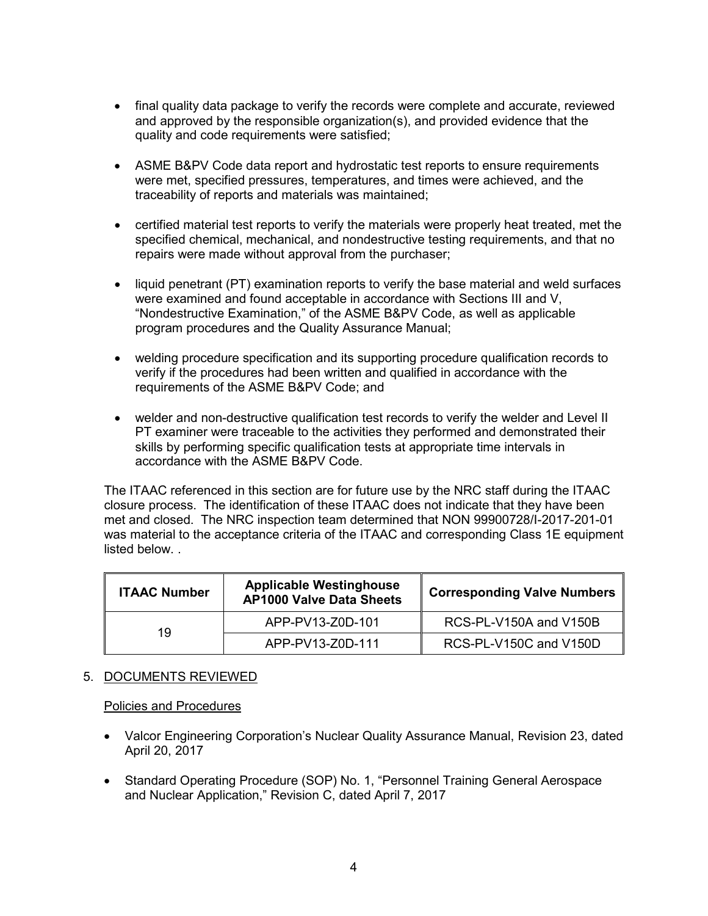- final quality data package to verify the records were complete and accurate, reviewed and approved by the responsible organization(s), and provided evidence that the quality and code requirements were satisfied;

- ASME B&PV Code data report and hydrostatic test reports to ensure requirements were met, specified pressures, temperatures, and times were achieved, and the traceability of reports and materials was maintained;

- certified material test reports to verify the materials were properly heat treated, met the specified chemical, mechanical, and nondestructive testing requirements, and that no repairs were made without approval from the purchaser;

- liquid penetrant (PT) examination reports to verify the base material and weld surfaces were examined and found acceptable in accordance with Sections III and V, "Nondestructive Examination," of the ASME B&PV Code, as well as applicable program procedures and the Quality Assurance Manual;

- welding procedure specification and its supporting procedure qualification records to verify if the procedures had been written and qualified in accordance with the requirements of the ASME B&PV Code; and

- welder and non-destructive qualification test records to verify the welder and Level II PT examiner were traceable to the activities they performed and demonstrated their skills by performing specific qualification tests at appropriate time intervals in accordance with the ASME B&PV Code.

The ITAAC referenced in this section are for future use by the NRC staff during the ITAAC closure process. The identification of these ITAAC does not indicate that they have been met and closed. The NRC inspection team determined that NON 99900728/I-2017-201-01 was material to the acceptance criteria of the ITAAC and corresponding Class 1E equipment listed below. .

| ITAAC Number | Applicable Westinghouse AP1000 Valve Data Sheets | Corresponding Valve Numbers |
|---|---|---|
| 19 | APP-PV13-Z0D-101 | RCS-PL-V150A and V150B |
| | APP-PV13-Z0D-111 | RCS-PL-V150C and V150D |

5. DOCUMENTS REVIEWED

Policies and Procedures

- Valcor Engineering Corporation's Nuclear Quality Assurance Manual, Revision 23, dated April 20, 2017

- Standard Operating Procedure (SOP) No. 1, "Personnel Training General Aerospace and Nuclear Application," Revision C, dated April 7, 2017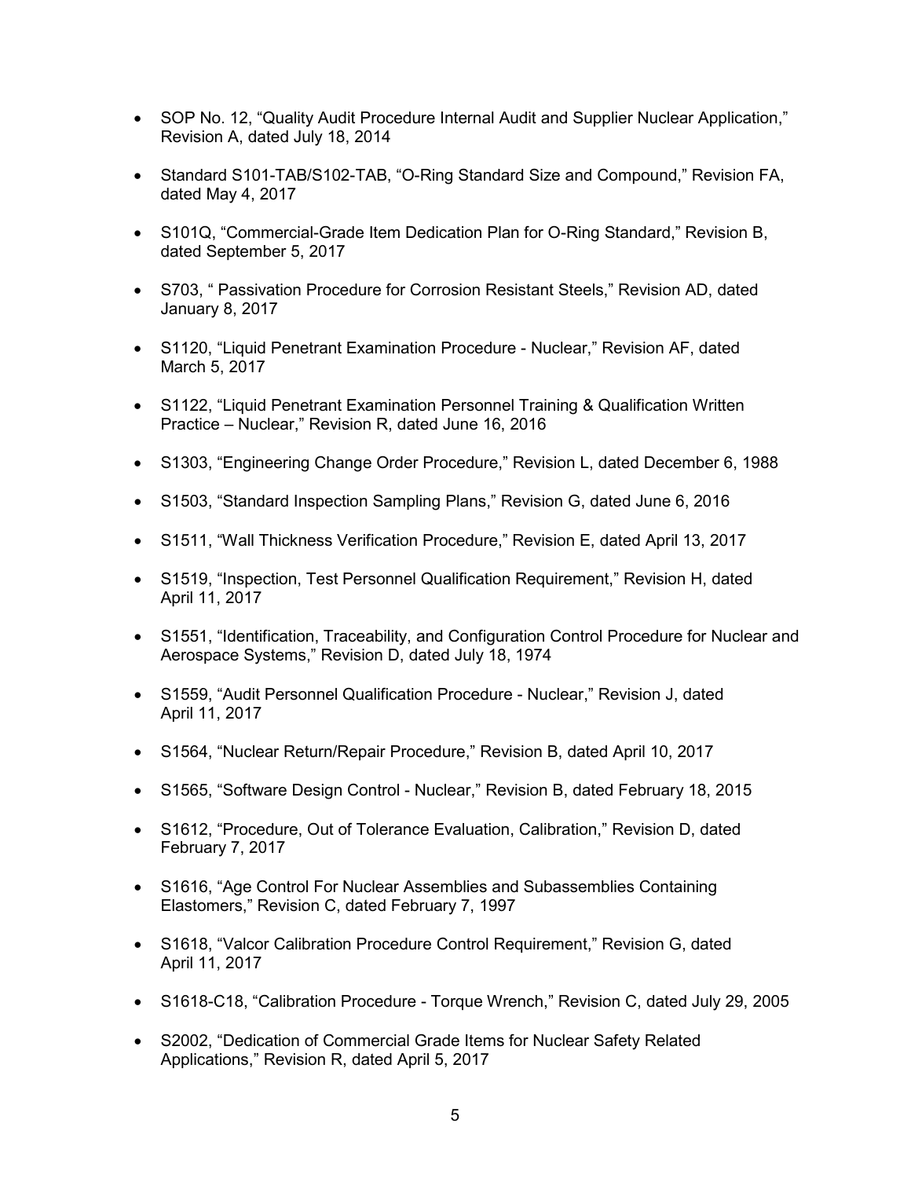- SOP No. 12, “Quality Audit Procedure Internal Audit and Supplier Nuclear Application,” Revision A, dated July 18, 2014

- Standard S101-TAB/S102-TAB, “O-Ring Standard Size and Compound,” Revision FA, dated May 4, 2017

- S101Q, “Commercial-Grade Item Dedication Plan for O-Ring Standard,” Revision B, dated September 5, 2017

- S703, “ Passivation Procedure for Corrosion Resistant Steels,” Revision AD, dated January 8, 2017

- S1120, “Liquid Penetrant Examination Procedure - Nuclear,” Revision AF, dated March 5, 2017

- S1122, “Liquid Penetrant Examination Personnel Training & Qualification Written Practice – Nuclear,” Revision R, dated June 16, 2016

- S1303, “Engineering Change Order Procedure,” Revision L, dated December 6, 1988

- S1503, “Standard Inspection Sampling Plans,” Revision G, dated June 6, 2016

- S1511, “Wall Thickness Verification Procedure,” Revision E, dated April 13, 2017

- S1519, “Inspection, Test Personnel Qualification Requirement,” Revision H, dated April 11, 2017

- S1551, “Identification, Traceability, and Configuration Control Procedure for Nuclear and Aerospace Systems,” Revision D, dated July 18, 1974

- S1559, “Audit Personnel Qualification Procedure - Nuclear,” Revision J, dated April 11, 2017

- S1564, “Nuclear Return/Repair Procedure,” Revision B, dated April 10, 2017

- S1565, “Software Design Control - Nuclear,” Revision B, dated February 18, 2015

- S1612, “Procedure, Out of Tolerance Evaluation, Calibration,” Revision D, dated February 7, 2017

- S1616, “Age Control For Nuclear Assemblies and Subassemblies Containing Elastomers,” Revision C, dated February 7, 1997

- S1618, “Valcor Calibration Procedure Control Requirement,” Revision G, dated April 11, 2017

- S1618-C18, “Calibration Procedure - Torque Wrench,” Revision C, dated July 29, 2005

- S2002, “Dedication of Commercial Grade Items for Nuclear Safety Related Applications,” Revision R, dated April 5, 2017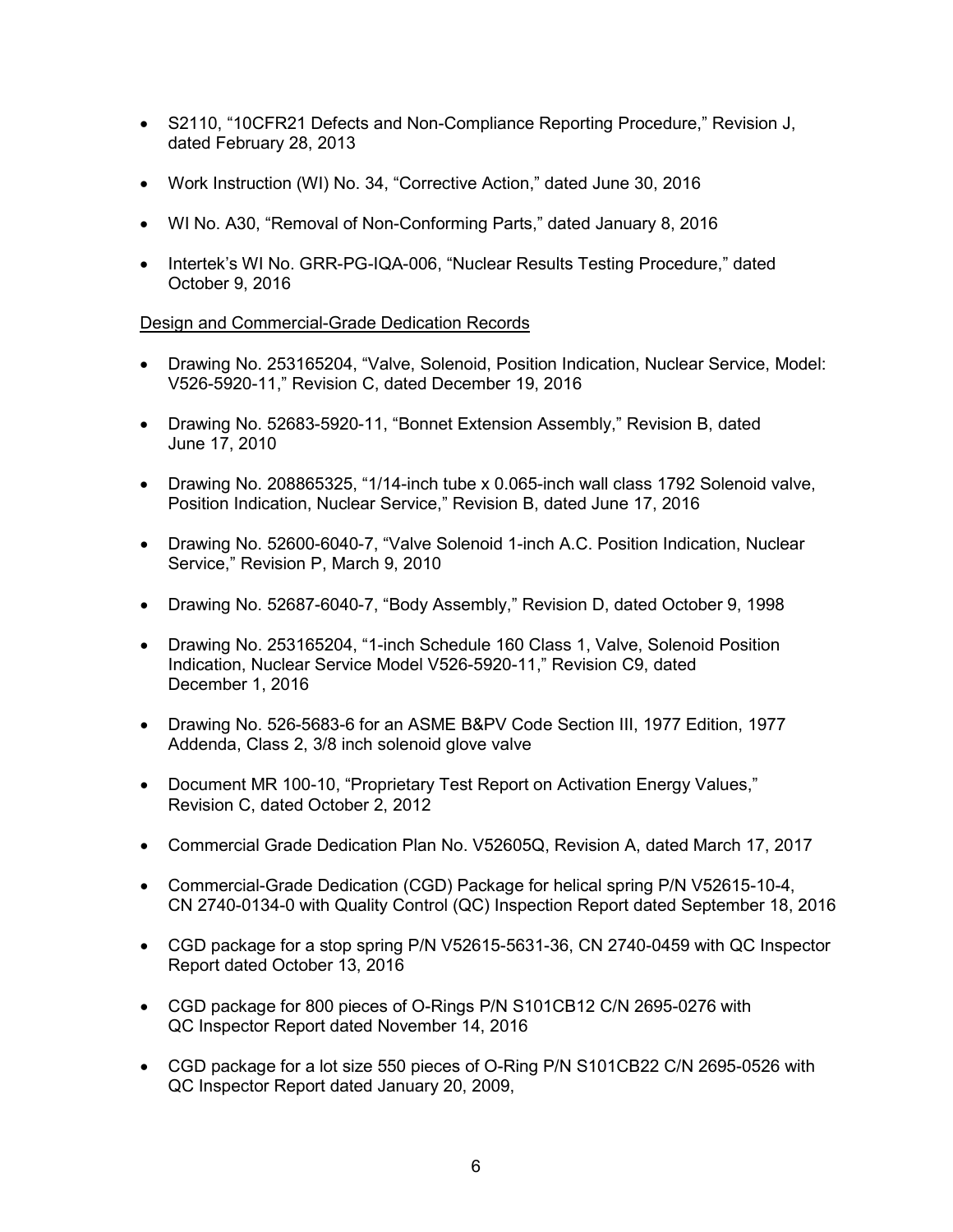- S2110, "10CFR21 Defects and Non-Compliance Reporting Procedure," Revision J, dated February 28, 2013
- Work Instruction (WI) No. 34, "Corrective Action," dated June 30, 2016
- WI No. A30, "Removal of Non-Conforming Parts," dated January 8, 2016
- Intertek's WI No. GRR-PG-IQA-006, "Nuclear Results Testing Procedure," dated October 9, 2016

Design and Commercial-Grade Dedication Records

- Drawing No. 253165204, "Valve, Solenoid, Position Indication, Nuclear Service, Model: V526-5920-11," Revision C, dated December 19, 2016
- Drawing No. 52683-5920-11, "Bonnet Extension Assembly," Revision B, dated June 17, 2010
- Drawing No. 208865325, "1/14-inch tube x 0.065-inch wall class 1792 Solenoid valve, Position Indication, Nuclear Service," Revision B, dated June 17, 2016
- Drawing No. 52600-6040-7, "Valve Solenoid 1-inch A.C. Position Indication, Nuclear Service," Revision P, March 9, 2010
- Drawing No. 52687-6040-7, "Body Assembly," Revision D, dated October 9, 1998
- Drawing No. 253165204, "1-inch Schedule 160 Class 1, Valve, Solenoid Position Indication, Nuclear Service Model V526-5920-11," Revision C9, dated December 1, 2016
- Drawing No. 526-5683-6 for an ASME B&PV Code Section III, 1977 Edition, 1977 Addenda, Class 2, 3/8 inch solenoid glove valve
- Document MR 100-10, "Proprietary Test Report on Activation Energy Values," Revision C, dated October 2, 2012
- Commercial Grade Dedication Plan No. V52605Q, Revision A, dated March 17, 2017
- Commercial-Grade Dedication (CGD) Package for helical spring P/N V52615-10-4, CN 2740-0134-0 with Quality Control (QC) Inspection Report dated September 18, 2016
- CGD package for a stop spring P/N V52615-5631-36, CN 2740-0459 with QC Inspector Report dated October 13, 2016
- CGD package for 800 pieces of O-Rings P/N S101CB12 C/N 2695-0276 with QC Inspector Report dated November 14, 2016
- CGD package for a lot size 550 pieces of O-Ring P/N S101CB22 C/N 2695-0526 with QC Inspector Report dated January 20, 2009,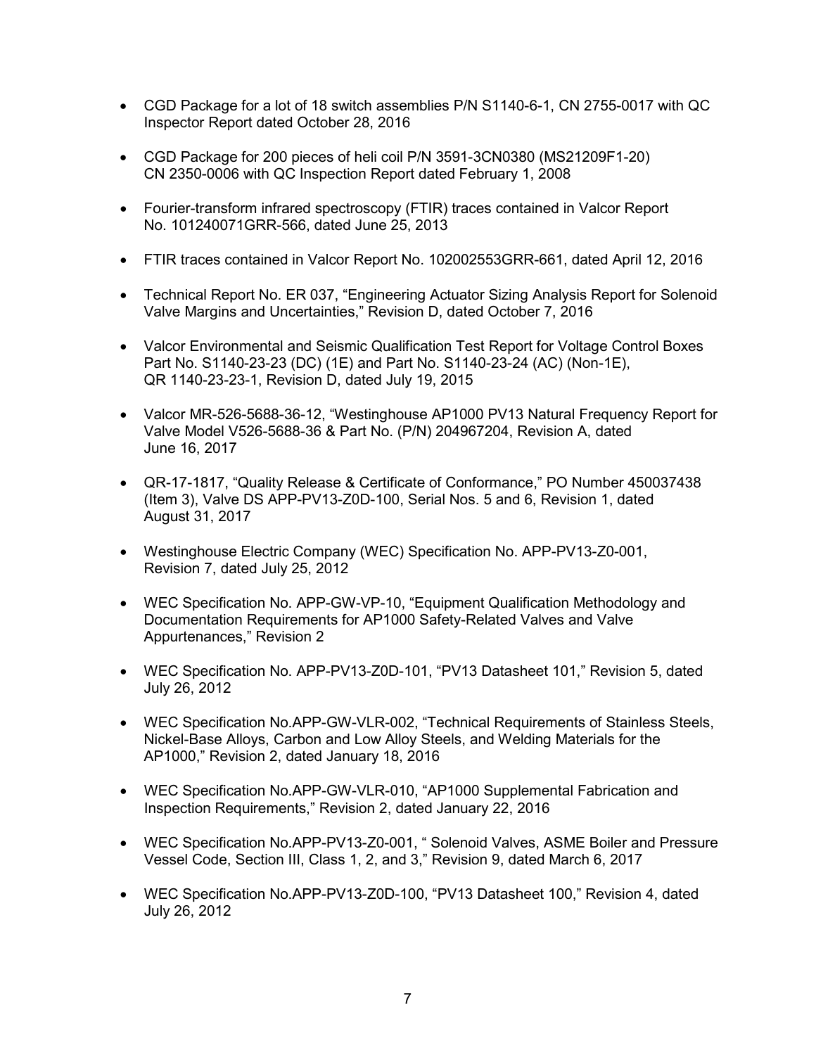- CGD Package for a lot of 18 switch assemblies P/N S1140-6-1, CN 2755-0017 with QC Inspector Report dated October 28, 2016

- CGD Package for 200 pieces of heli coil P/N 3591-3CN0380 (MS21209F1-20) CN 2350-0006 with QC Inspection Report dated February 1, 2008

- Fourier-transform infrared spectroscopy (FTIR) traces contained in Valcor Report No. 101240071GRR-566, dated June 25, 2013

- FTIR traces contained in Valcor Report No. 102002553GRR-661, dated April 12, 2016

- Technical Report No. ER 037, "Engineering Actuator Sizing Analysis Report for Solenoid Valve Margins and Uncertainties," Revision D, dated October 7, 2016

- Valcor Environmental and Seismic Qualification Test Report for Voltage Control Boxes Part No. S1140-23-23 (DC) (1E) and Part No. S1140-23-24 (AC) (Non-1E), QR 1140-23-23-1, Revision D, dated July 19, 2015

- Valcor MR-526-5688-36-12, "Westinghouse AP1000 PV13 Natural Frequency Report for Valve Model V526-5688-36 & Part No. (P/N) 204967204, Revision A, dated June 16, 2017

- QR-17-1817, "Quality Release & Certificate of Conformance," PO Number 450037438 (Item 3), Valve DS APP-PV13-Z0D-100, Serial Nos. 5 and 6, Revision 1, dated August 31, 2017

- Westinghouse Electric Company (WEC) Specification No. APP-PV13-Z0-001, Revision 7, dated July 25, 2012

- WEC Specification No. APP-GW-VP-10, "Equipment Qualification Methodology and Documentation Requirements for AP1000 Safety-Related Valves and Valve Appurtenances," Revision 2

- WEC Specification No. APP-PV13-Z0D-101, "PV13 Datasheet 101," Revision 5, dated July 26, 2012

- WEC Specification No.APP-GW-VLR-002, "Technical Requirements of Stainless Steels, Nickel-Base Alloys, Carbon and Low Alloy Steels, and Welding Materials for the AP1000," Revision 2, dated January 18, 2016

- WEC Specification No.APP-GW-VLR-010, "AP1000 Supplemental Fabrication and Inspection Requirements," Revision 2, dated January 22, 2016

- WEC Specification No.APP-PV13-Z0-001, " Solenoid Valves, ASME Boiler and Pressure Vessel Code, Section III, Class 1, 2, and 3," Revision 9, dated March 6, 2017

- WEC Specification No.APP-PV13-Z0D-100, "PV13 Datasheet 100," Revision 4, dated July 26, 2012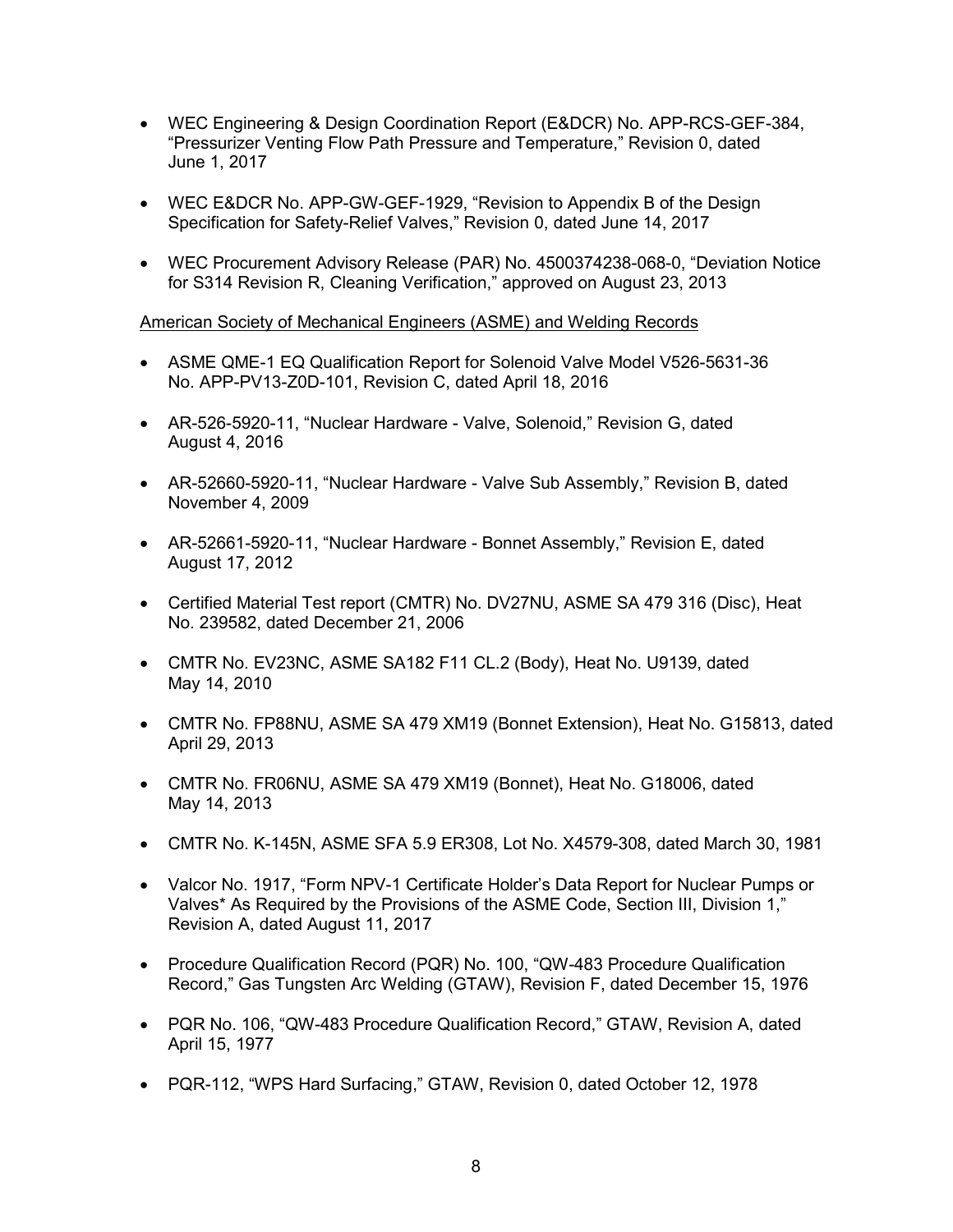- WEC Engineering & Design Coordination Report (E&DCR) No. APP-RCS-GEF-384, "Pressurizer Venting Flow Path Pressure and Temperature," Revision 0, dated June 1, 2017

- WEC E&DCR No. APP-GW-GEF-1929, "Revision to Appendix B of the Design Specification for Safety-Relief Valves," Revision 0, dated June 14, 2017

- WEC Procurement Advisory Release (PAR) No. 4500374238-068-0, "Deviation Notice for S314 Revision R, Cleaning Verification," approved on August 23, 2013

American Society of Mechanical Engineers (ASME) and Welding Records

- ASME QME-1 EQ Qualification Report for Solenoid Valve Model V526-5631-36 No. APP-PV13-Z0D-101, Revision C, dated April 18, 2016

- AR-526-5920-11, "Nuclear Hardware - Valve, Solenoid," Revision G, dated August 4, 2016

- AR-52660-5920-11, "Nuclear Hardware - Valve Sub Assembly," Revision B, dated November 4, 2009

- AR-52661-5920-11, "Nuclear Hardware - Bonnet Assembly," Revision E, dated August 17, 2012

- Certified Material Test report (CMTR) No. DV27NU, ASME SA 479 316 (Disc), Heat No. 239582, dated December 21, 2006

- CMTR No. EV23NC, ASME SA182 F11 CL.2 (Body), Heat No. U9139, dated May 14, 2010

- CMTR No. FP88NU, ASME SA 479 XM19 (Bonnet Extension), Heat No. G15813, dated April 29, 2013

- CMTR No. FR06NU, ASME SA 479 XM19 (Bonnet), Heat No. G18006, dated May 14, 2013

- CMTR No. K-145N, ASME SFA 5.9 ER308, Lot No. X4579-308, dated March 30, 1981

- Valcor No. 1917, "Form NPV-1 Certificate Holder's Data Report for Nuclear Pumps or Valves* As Required by the Provisions of the ASME Code, Section III, Division 1," Revision A, dated August 11, 2017

- Procedure Qualification Record (PQR) No. 100, "QW-483 Procedure Qualification Record," Gas Tungsten Arc Welding (GTAW), Revision F, dated December 15, 1976

- PQR No. 106, "QW-483 Procedure Qualification Record," GTAW, Revision A, dated April 15, 1977

- PQR-112, "WPS Hard Surfacing," GTAW, Revision 0, dated October 12, 1978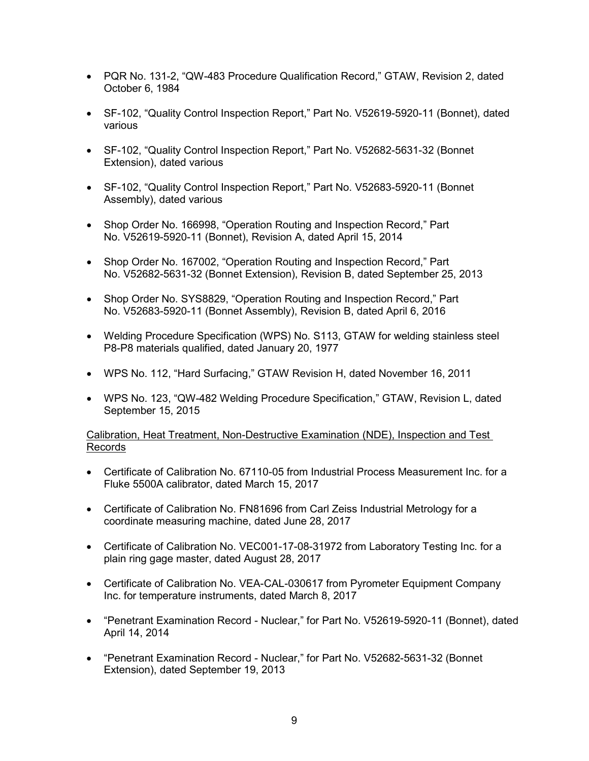- PQR No. 131-2, "QW-483 Procedure Qualification Record," GTAW, Revision 2, dated October 6, 1984
- SF-102, "Quality Control Inspection Report," Part No. V52619-5920-11 (Bonnet), dated various
- SF-102, "Quality Control Inspection Report," Part No. V52682-5631-32 (Bonnet Extension), dated various
- SF-102, "Quality Control Inspection Report," Part No. V52683-5920-11 (Bonnet Assembly), dated various
- Shop Order No. 166998, "Operation Routing and Inspection Record," Part No. V52619-5920-11 (Bonnet), Revision A, dated April 15, 2014
- Shop Order No. 167002, "Operation Routing and Inspection Record," Part No. V52682-5631-32 (Bonnet Extension), Revision B, dated September 25, 2013
- Shop Order No. SYS8829, "Operation Routing and Inspection Record," Part No. V52683-5920-11 (Bonnet Assembly), Revision B, dated April 6, 2016
- Welding Procedure Specification (WPS) No. S113, GTAW for welding stainless steel P8-P8 materials qualified, dated January 20, 1977
- WPS No. 112, "Hard Surfacing," GTAW Revision H, dated November 16, 2011
- WPS No. 123, "QW-482 Welding Procedure Specification," GTAW, Revision L, dated September 15, 2015

<u>Calibration, Heat Treatment, Non-Destructive Examination (NDE), Inspection and Test Records</u>

- Certificate of Calibration No. 67110-05 from Industrial Process Measurement Inc. for a Fluke 5500A calibrator, dated March 15, 2017
- Certificate of Calibration No. FN81696 from Carl Zeiss Industrial Metrology for a coordinate measuring machine, dated June 28, 2017
- Certificate of Calibration No. VEC001-17-08-31972 from Laboratory Testing Inc. for a plain ring gage master, dated August 28, 2017
- Certificate of Calibration No. VEA-CAL-030617 from Pyrometer Equipment Company Inc. for temperature instruments, dated March 8, 2017
- "Penetrant Examination Record - Nuclear," for Part No. V52619-5920-11 (Bonnet), dated April 14, 2014
- "Penetrant Examination Record - Nuclear," for Part No. V52682-5631-32 (Bonnet Extension), dated September 19, 2013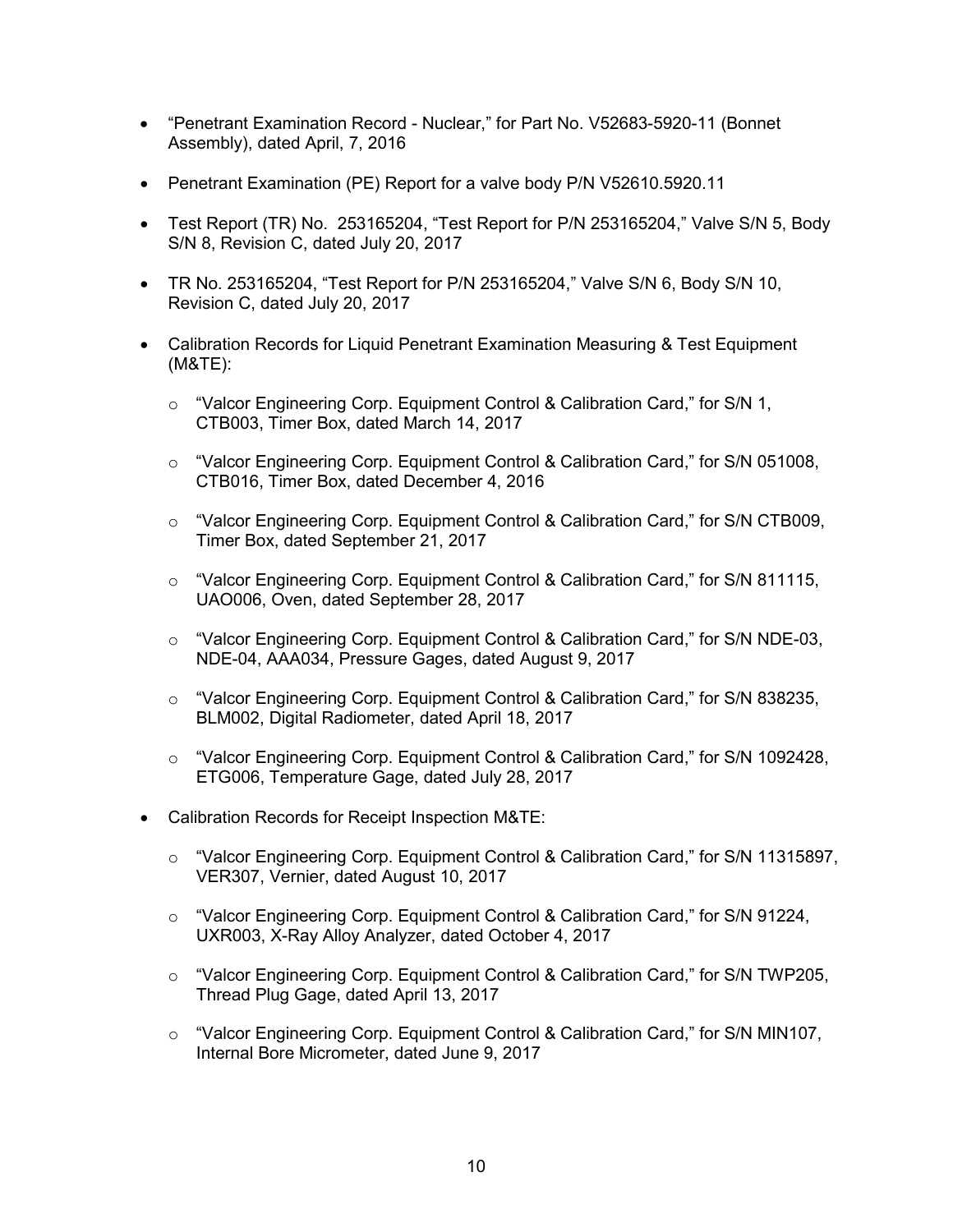- "Penetrant Examination Record - Nuclear," for Part No. V52683-5920-11 (Bonnet Assembly), dated April, 7, 2016

- Penetrant Examination (PE) Report for a valve body P/N V52610.5920.11

- Test Report (TR) No. 253165204, "Test Report for P/N 253165204," Valve S/N 5, Body S/N 8, Revision C, dated July 20, 2017

- TR No. 253165204, "Test Report for P/N 253165204," Valve S/N 6, Body S/N 10, Revision C, dated July 20, 2017

- Calibration Records for Liquid Penetrant Examination Measuring & Test Equipment (M&TE):

  - "Valcor Engineering Corp. Equipment Control & Calibration Card," for S/N 1, CTB003, Timer Box, dated March 14, 2017

  - "Valcor Engineering Corp. Equipment Control & Calibration Card," for S/N 051008, CTB016, Timer Box, dated December 4, 2016

  - "Valcor Engineering Corp. Equipment Control & Calibration Card," for S/N CTB009, Timer Box, dated September 21, 2017

  - "Valcor Engineering Corp. Equipment Control & Calibration Card," for S/N 811115, UAO006, Oven, dated September 28, 2017

  - "Valcor Engineering Corp. Equipment Control & Calibration Card," for S/N NDE-03, NDE-04, AAA034, Pressure Gages, dated August 9, 2017

  - "Valcor Engineering Corp. Equipment Control & Calibration Card," for S/N 838235, BLM002, Digital Radiometer, dated April 18, 2017

  - "Valcor Engineering Corp. Equipment Control & Calibration Card," for S/N 1092428, ETG006, Temperature Gage, dated July 28, 2017

- Calibration Records for Receipt Inspection M&TE:

  - "Valcor Engineering Corp. Equipment Control & Calibration Card," for S/N 11315897, VER307, Vernier, dated August 10, 2017

  - "Valcor Engineering Corp. Equipment Control & Calibration Card," for S/N 91224, UXR003, X-Ray Alloy Analyzer, dated October 4, 2017

  - "Valcor Engineering Corp. Equipment Control & Calibration Card," for S/N TWP205, Thread Plug Gage, dated April 13, 2017

  - "Valcor Engineering Corp. Equipment Control & Calibration Card," for S/N MIN107, Internal Bore Micrometer, dated June 9, 2017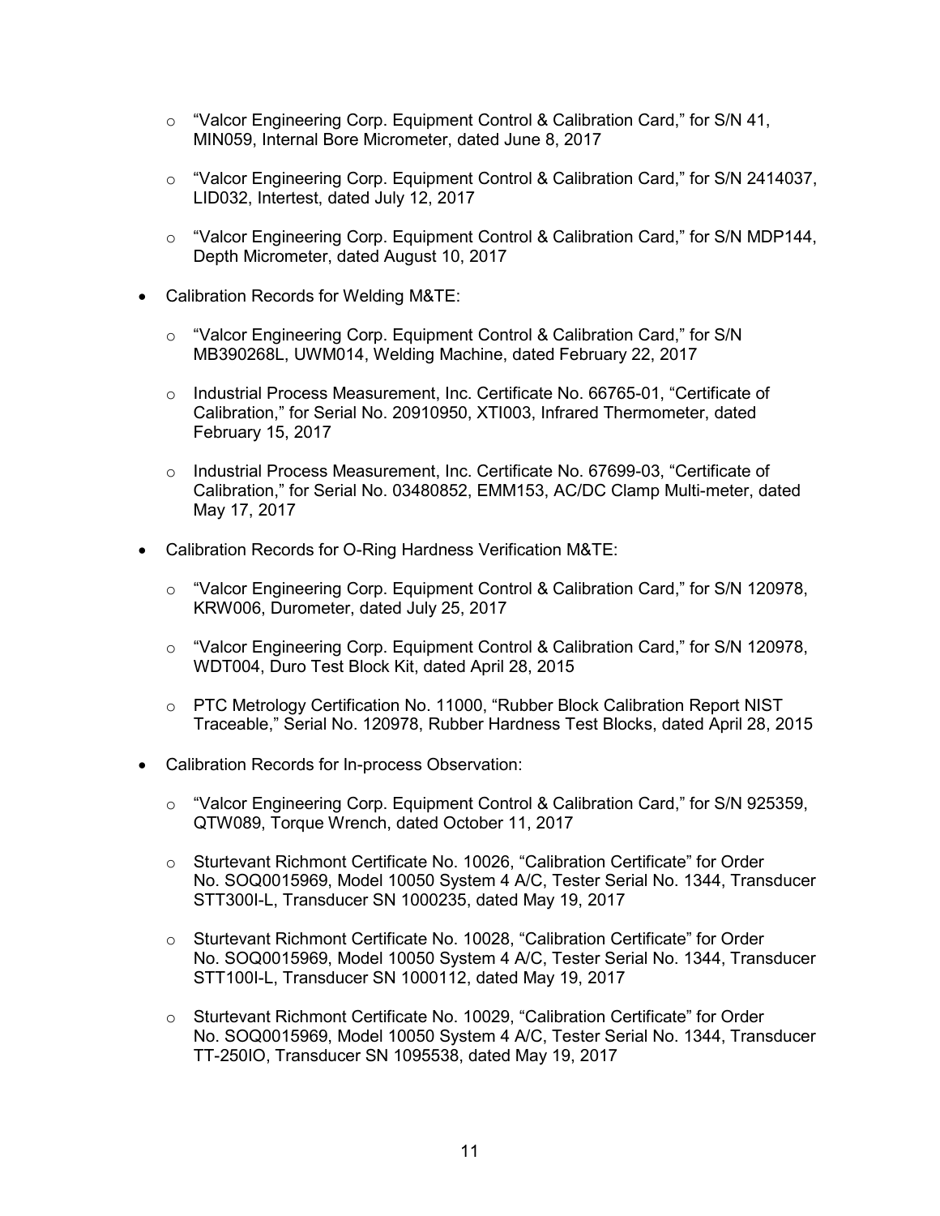- "Valcor Engineering Corp. Equipment Control & Calibration Card," for S/N 41, MIN059, Internal Bore Micrometer, dated June 8, 2017

  - "Valcor Engineering Corp. Equipment Control & Calibration Card," for S/N 2414037, LID032, Intertest, dated July 12, 2017

  - "Valcor Engineering Corp. Equipment Control & Calibration Card," for S/N MDP144, Depth Micrometer, dated August 10, 2017

- Calibration Records for Welding M&TE:

  - "Valcor Engineering Corp. Equipment Control & Calibration Card," for S/N MB390268L, UWM014, Welding Machine, dated February 22, 2017

  - Industrial Process Measurement, Inc. Certificate No. 66765-01, "Certificate of Calibration," for Serial No. 20910950, XTI003, Infrared Thermometer, dated February 15, 2017

  - Industrial Process Measurement, Inc. Certificate No. 67699-03, "Certificate of Calibration," for Serial No. 03480852, EMM153, AC/DC Clamp Multi-meter, dated May 17, 2017

- Calibration Records for O-Ring Hardness Verification M&TE:

  - "Valcor Engineering Corp. Equipment Control & Calibration Card," for S/N 120978, KRW006, Durometer, dated July 25, 2017

  - "Valcor Engineering Corp. Equipment Control & Calibration Card," for S/N 120978, WDT004, Duro Test Block Kit, dated April 28, 2015

  - PTC Metrology Certification No. 11000, "Rubber Block Calibration Report NIST Traceable," Serial No. 120978, Rubber Hardness Test Blocks, dated April 28, 2015

- Calibration Records for In-process Observation:

  - "Valcor Engineering Corp. Equipment Control & Calibration Card," for S/N 925359, QTW089, Torque Wrench, dated October 11, 2017

  - Sturtevant Richmont Certificate No. 10026, "Calibration Certificate" for Order No. SOQ0015969, Model 10050 System 4 A/C, Tester Serial No. 1344, Transducer STT300I-L, Transducer SN 1000235, dated May 19, 2017

  - Sturtevant Richmont Certificate No. 10028, "Calibration Certificate" for Order No. SOQ0015969, Model 10050 System 4 A/C, Tester Serial No. 1344, Transducer STT100I-L, Transducer SN 1000112, dated May 19, 2017

  - Sturtevant Richmont Certificate No. 10029, "Calibration Certificate" for Order No. SOQ0015969, Model 10050 System 4 A/C, Tester Serial No. 1344, Transducer TT-250IO, Transducer SN 1095538, dated May 19, 2017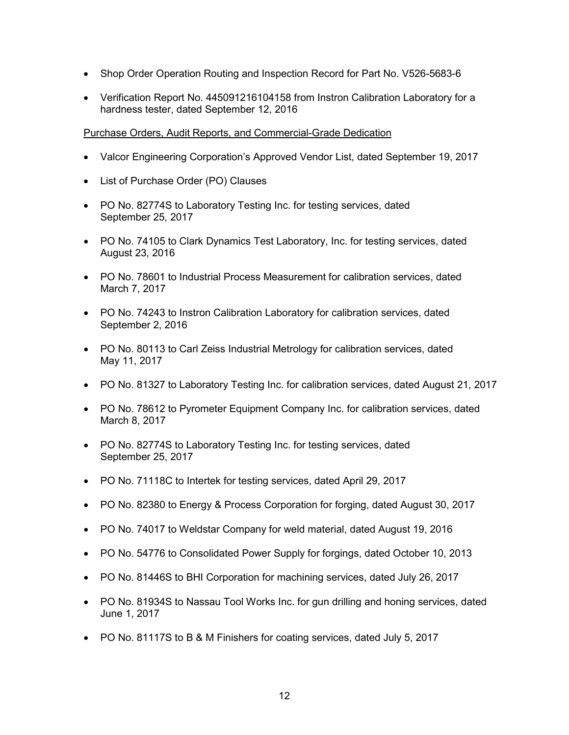- Shop Order Operation Routing and Inspection Record for Part No. V526-5683-6
- Verification Report No. 445091216104158 from Instron Calibration Laboratory for a hardness tester, dated September 12, 2016

Purchase Orders, Audit Reports, and Commercial-Grade Dedication

- Valcor Engineering Corporation's Approved Vendor List, dated September 19, 2017
- List of Purchase Order (PO) Clauses
- PO No. 82774S to Laboratory Testing Inc. for testing services, dated September 25, 2017
- PO No. 74105 to Clark Dynamics Test Laboratory, Inc. for testing services, dated August 23, 2016
- PO No. 78601 to Industrial Process Measurement for calibration services, dated March 7, 2017
- PO No. 74243 to Instron Calibration Laboratory for calibration services, dated September 2, 2016
- PO No. 80113 to Carl Zeiss Industrial Metrology for calibration services, dated May 11, 2017
- PO No. 81327 to Laboratory Testing Inc. for calibration services, dated August 21, 2017
- PO No. 78612 to Pyrometer Equipment Company Inc. for calibration services, dated March 8, 2017
- PO No. 82774S to Laboratory Testing Inc. for testing services, dated September 25, 2017
- PO No. 71118C to Intertek for testing services, dated April 29, 2017
- PO No. 82380 to Energy & Process Corporation for forging, dated August 30, 2017
- PO No. 74017 to Weldstar Company for weld material, dated August 19, 2016
- PO No. 54776 to Consolidated Power Supply for forgings, dated October 10, 2013
- PO No. 81446S to BHI Corporation for machining services, dated July 26, 2017
- PO No. 81934S to Nassau Tool Works Inc. for gun drilling and honing services, dated June 1, 2017
- PO No. 81117S to B & M Finishers for coating services, dated July 5, 2017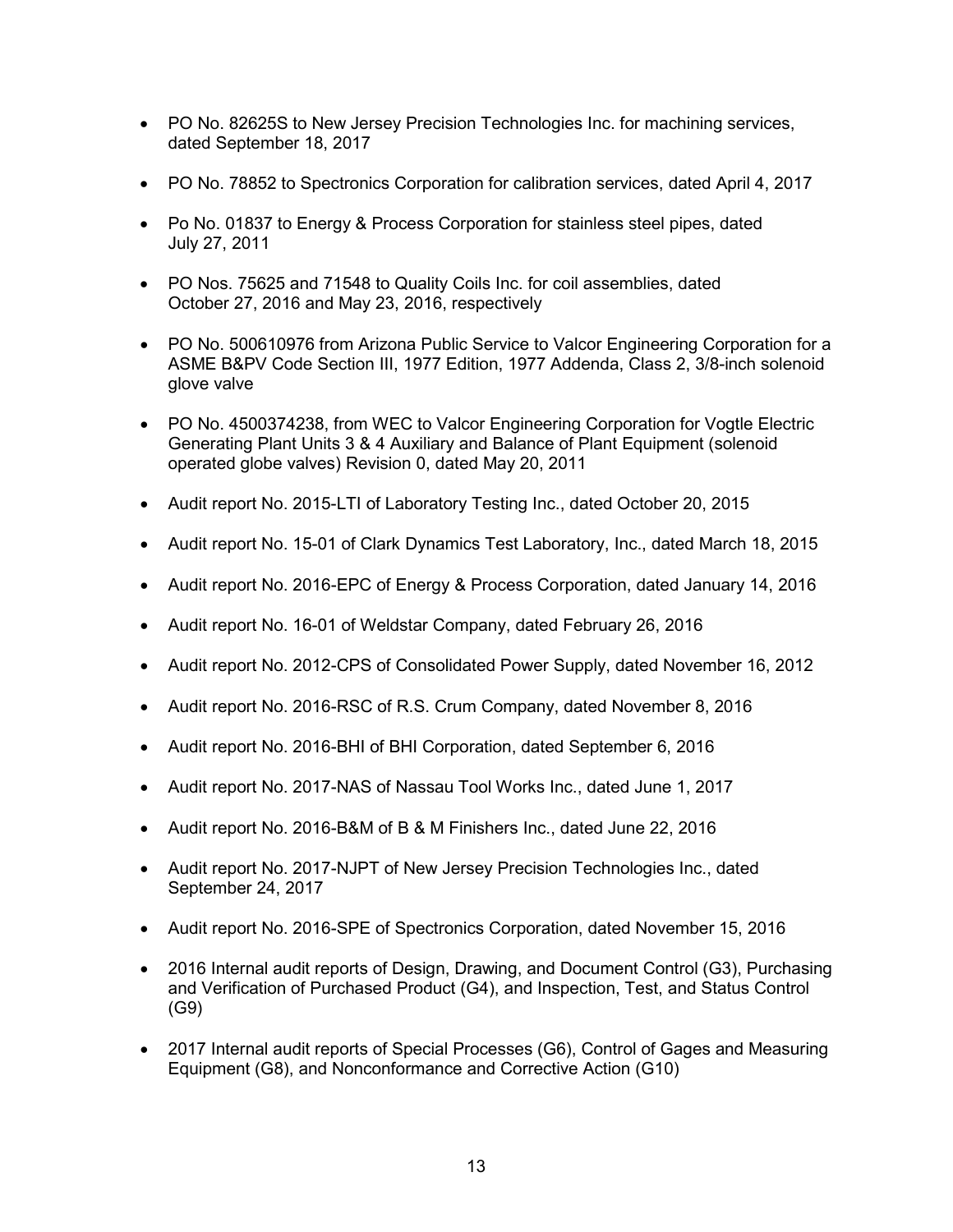- PO No. 82625S to New Jersey Precision Technologies Inc. for machining services, dated September 18, 2017

- PO No. 78852 to Spectronics Corporation for calibration services, dated April 4, 2017

- Po No. 01837 to Energy & Process Corporation for stainless steel pipes, dated July 27, 2011

- PO Nos. 75625 and 71548 to Quality Coils Inc. for coil assemblies, dated October 27, 2016 and May 23, 2016, respectively

- PO No. 500610976 from Arizona Public Service to Valcor Engineering Corporation for a ASME B&PV Code Section III, 1977 Edition, 1977 Addenda, Class 2, 3/8-inch solenoid glove valve

- PO No. 4500374238, from WEC to Valcor Engineering Corporation for Vogtle Electric Generating Plant Units 3 & 4 Auxiliary and Balance of Plant Equipment (solenoid operated globe valves) Revision 0, dated May 20, 2011

- Audit report No. 2015-LTI of Laboratory Testing Inc., dated October 20, 2015

- Audit report No. 15-01 of Clark Dynamics Test Laboratory, Inc., dated March 18, 2015

- Audit report No. 2016-EPC of Energy & Process Corporation, dated January 14, 2016

- Audit report No. 16-01 of Weldstar Company, dated February 26, 2016

- Audit report No. 2012-CPS of Consolidated Power Supply, dated November 16, 2012

- Audit report No. 2016-RSC of R.S. Crum Company, dated November 8, 2016

- Audit report No. 2016-BHI of BHI Corporation, dated September 6, 2016

- Audit report No. 2017-NAS of Nassau Tool Works Inc., dated June 1, 2017

- Audit report No. 2016-B&M of B & M Finishers Inc., dated June 22, 2016

- Audit report No. 2017-NJPT of New Jersey Precision Technologies Inc., dated September 24, 2017

- Audit report No. 2016-SPE of Spectronics Corporation, dated November 15, 2016

- 2016 Internal audit reports of Design, Drawing, and Document Control (G3), Purchasing and Verification of Purchased Product (G4), and Inspection, Test, and Status Control (G9)

- 2017 Internal audit reports of Special Processes (G6), Control of Gages and Measuring Equipment (G8), and Nonconformance and Corrective Action (G10)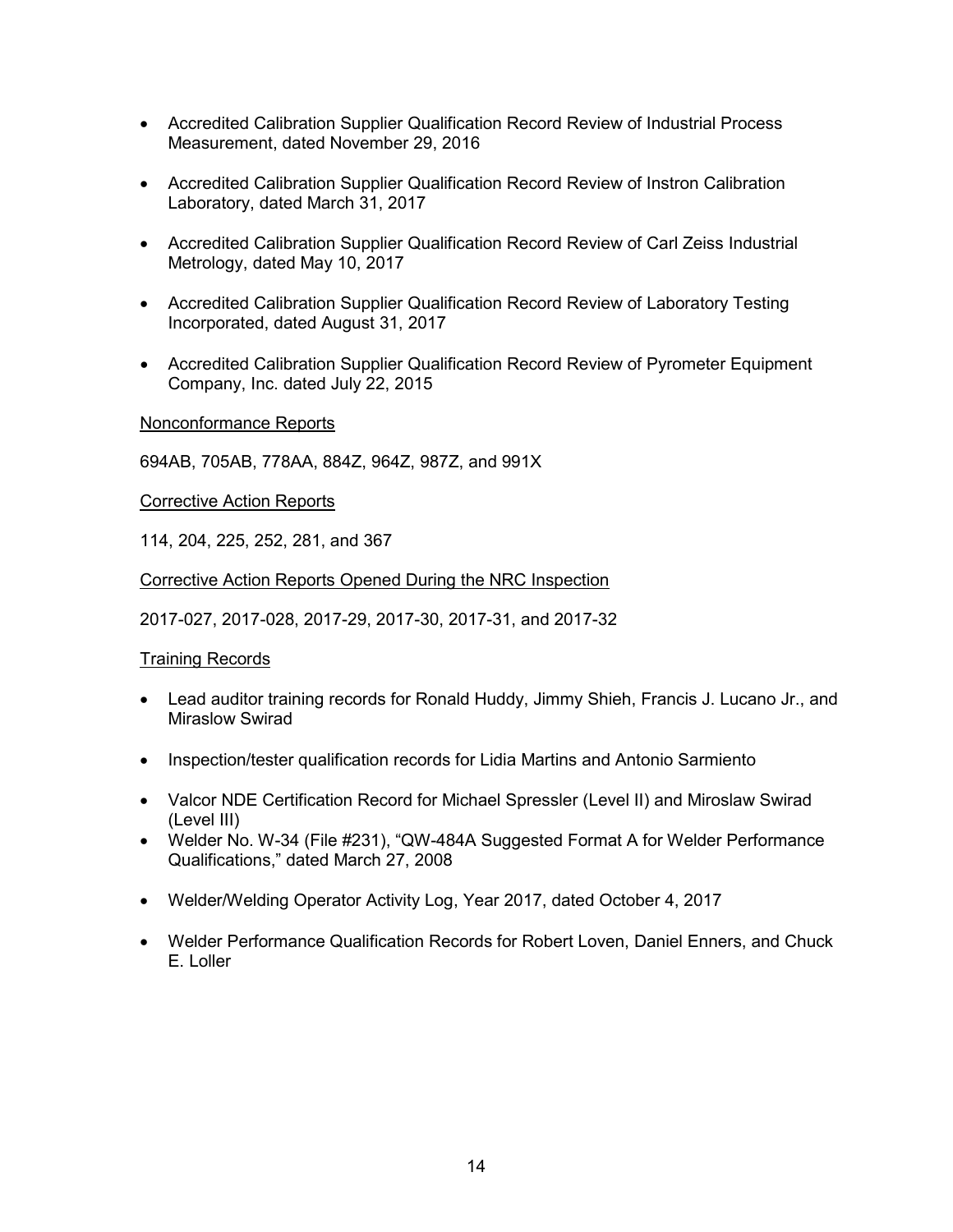- Accredited Calibration Supplier Qualification Record Review of Industrial Process Measurement, dated November 29, 2016

- Accredited Calibration Supplier Qualification Record Review of Instron Calibration Laboratory, dated March 31, 2017

- Accredited Calibration Supplier Qualification Record Review of Carl Zeiss Industrial Metrology, dated May 10, 2017

- Accredited Calibration Supplier Qualification Record Review of Laboratory Testing Incorporated, dated August 31, 2017

- Accredited Calibration Supplier Qualification Record Review of Pyrometer Equipment Company, Inc. dated July 22, 2015

<u>Nonconformance Reports</u>

694AB, 705AB, 778AA, 884Z, 964Z, 987Z, and 991X

<u>Corrective Action Reports</u>

114, 204, 225, 252, 281, and 367

<u>Corrective Action Reports Opened During the NRC Inspection</u>

2017-027, 2017-028, 2017-29, 2017-30, 2017-31, and 2017-32

<u>Training Records</u>

- Lead auditor training records for Ronald Huddy, Jimmy Shieh, Francis J. Lucano Jr., and Miraslow Swirad

- Inspection/tester qualification records for Lidia Martins and Antonio Sarmiento

- Valcor NDE Certification Record for Michael Spressler (Level II) and Miroslaw Swirad (Level III)
- Welder No. W-34 (File #231), "QW-484A Suggested Format A for Welder Performance Qualifications," dated March 27, 2008

- Welder/Welding Operator Activity Log, Year 2017, dated October 4, 2017

- Welder Performance Qualification Records for Robert Loven, Daniel Enners, and Chuck E. Loller